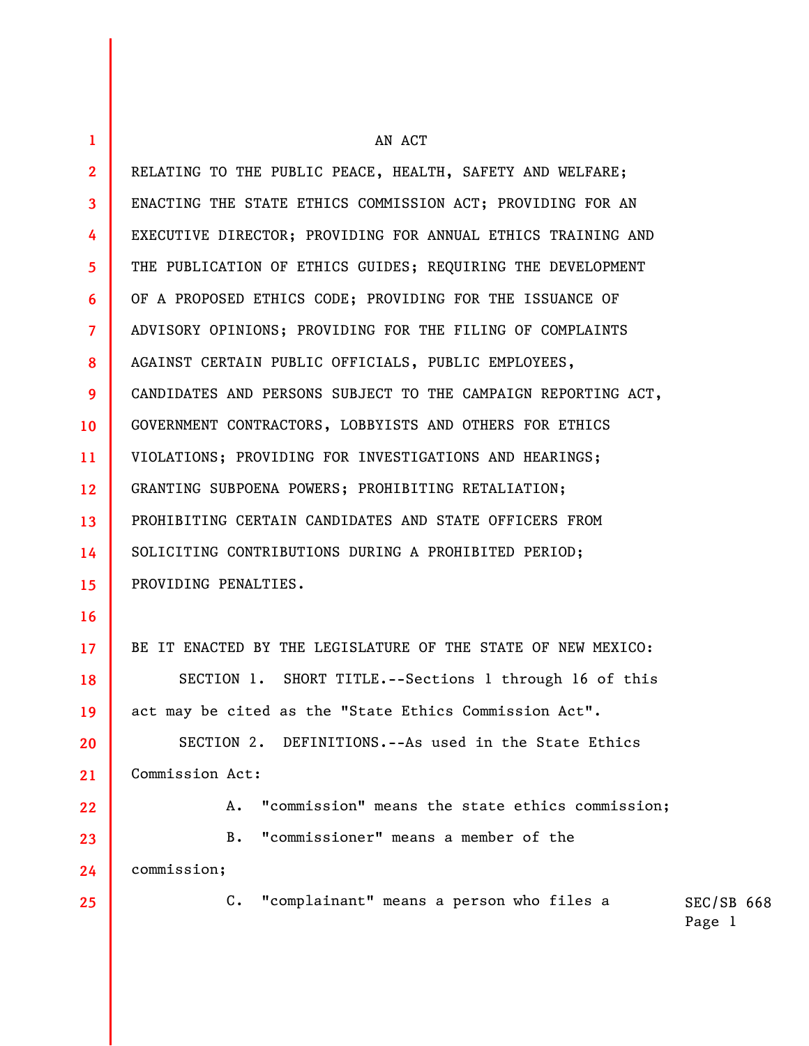AN ACT

RELATING TO THE PUBLIC PEACE, HEALTH, SAFETY AND WELFARE; ENACTING THE STATE ETHICS COMMISSION ACT; PROVIDING FOR AN EXECUTIVE DIRECTOR; PROVIDING FOR ANNUAL ETHICS TRAINING AND THE PUBLICATION OF ETHICS GUIDES; REQUIRING THE DEVELOPMENT OF A PROPOSED ETHICS CODE; PROVIDING FOR THE ISSUANCE OF ADVISORY OPINIONS; PROVIDING FOR THE FILING OF COMPLAINTS AGAINST CERTAIN PUBLIC OFFICIALS, PUBLIC EMPLOYEES, CANDIDATES AND PERSONS SUBJECT TO THE CAMPAIGN REPORTING ACT, GOVERNMENT CONTRACTORS, LOBBYISTS AND OTHERS FOR ETHICS VIOLATIONS; PROVIDING FOR INVESTIGATIONS AND HEARINGS; GRANTING SUBPOENA POWERS; PROHIBITING RETALIATION; PROHIBITING CERTAIN CANDIDATES AND STATE OFFICERS FROM SOLICITING CONTRIBUTIONS DURING A PROHIBITED PERIOD; PROVIDING PENALTIES.

BE IT ENACTED BY THE LEGISLATURE OF THE STATE OF NEW MEXICO:

SECTION 1. SHORT TITLE.--Sections 1 through 16 of this act may be cited as the "State Ethics Commission Act".

SECTION 2. DEFINITIONS.--As used in the State Ethics Commission Act:

A. "commission" means the state ethics commission;

B. "commissioner" means a member of the commission;

C. "complainant" means a person who files a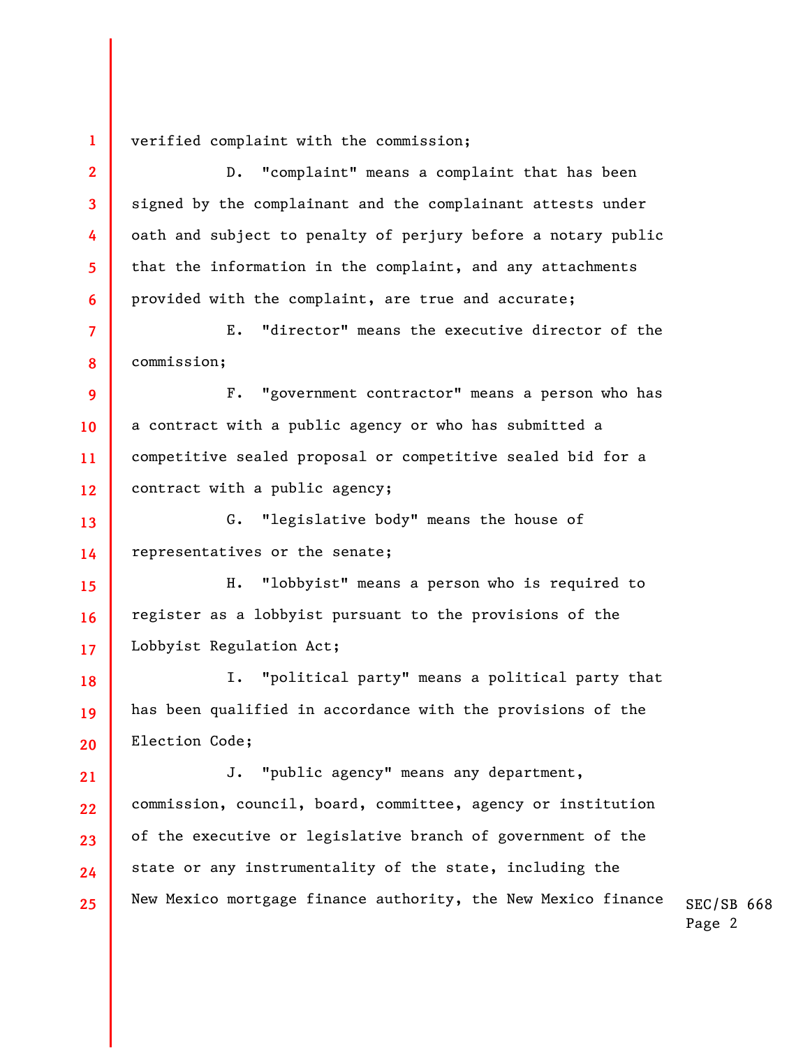verified complaint with the commission;

D. "complaint" means a complaint that has been signed by the complainant and the complainant attests under oath and subject to penalty of perjury before a notary public that the information in the complaint, and any attachments provided with the complaint, are true and accurate;

E. "director" means the executive director of the commission;

F. "government contractor" means a person who has a contract with a public agency or who has submitted a competitive sealed proposal or competitive sealed bid for a contract with a public agency;

G. "legislative body" means the house of representatives or the senate;

H. "lobbyist" means a person who is required to register as a lobbyist pursuant to the provisions of the Lobbyist Regulation Act;

I. "political party" means a political party that has been qualified in accordance with the provisions of the Election Code;

J. "public agency" means any department, commission, council, board, committee, agency or institution of the executive or legislative branch of government of the state or any instrumentality of the state, including the New Mexico mortgage finance authority, the New Mexico finance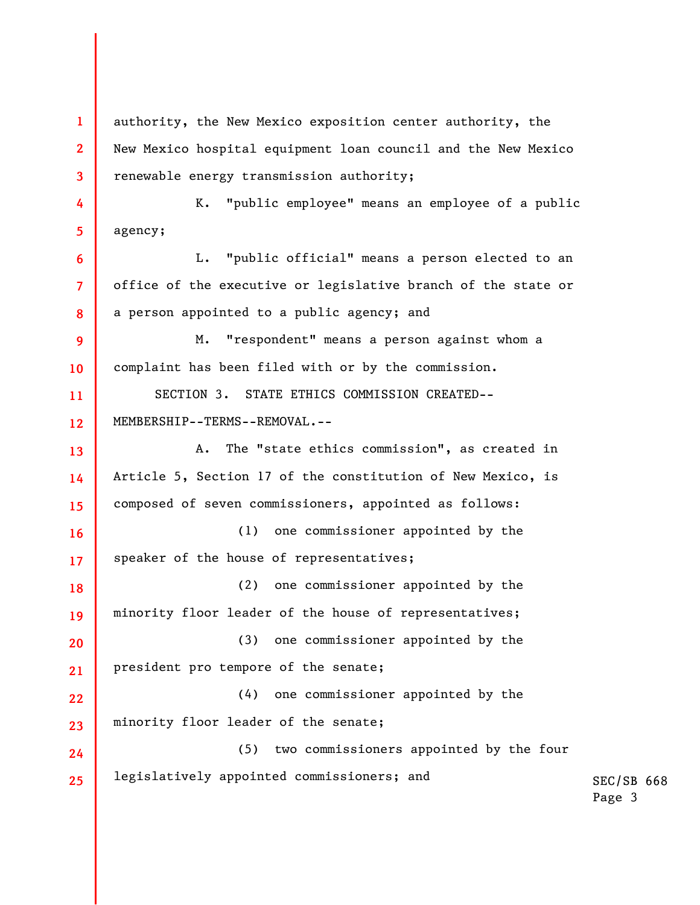authority, the New Mexico exposition center authority, the New Mexico hospital equipment loan council and the New Mexico renewable energy transmission authority;

K. "public employee" means an employee of a public agency;

L. "public official" means a person elected to an office of the executive or legislative branch of the state or a person appointed to a public agency; and

M. "respondent" means a person against whom a complaint has been filed with or by the commission.

SECTION 3. STATE ETHICS COMMISSION CREATED--MEMBERSHIP--TERMS--REMOVAL.--

A. The "state ethics commission", as created in Article 5, Section 17 of the constitution of New Mexico, is composed of seven commissioners, appointed as follows:

(1) one commissioner appointed by the speaker of the house of representatives;

(2) one commissioner appointed by the minority floor leader of the house of representatives;

(3) one commissioner appointed by the president pro tempore of the senate;

(4) one commissioner appointed by the minority floor leader of the senate;

(5) two commissioners appointed by the four legislatively appointed commissioners; and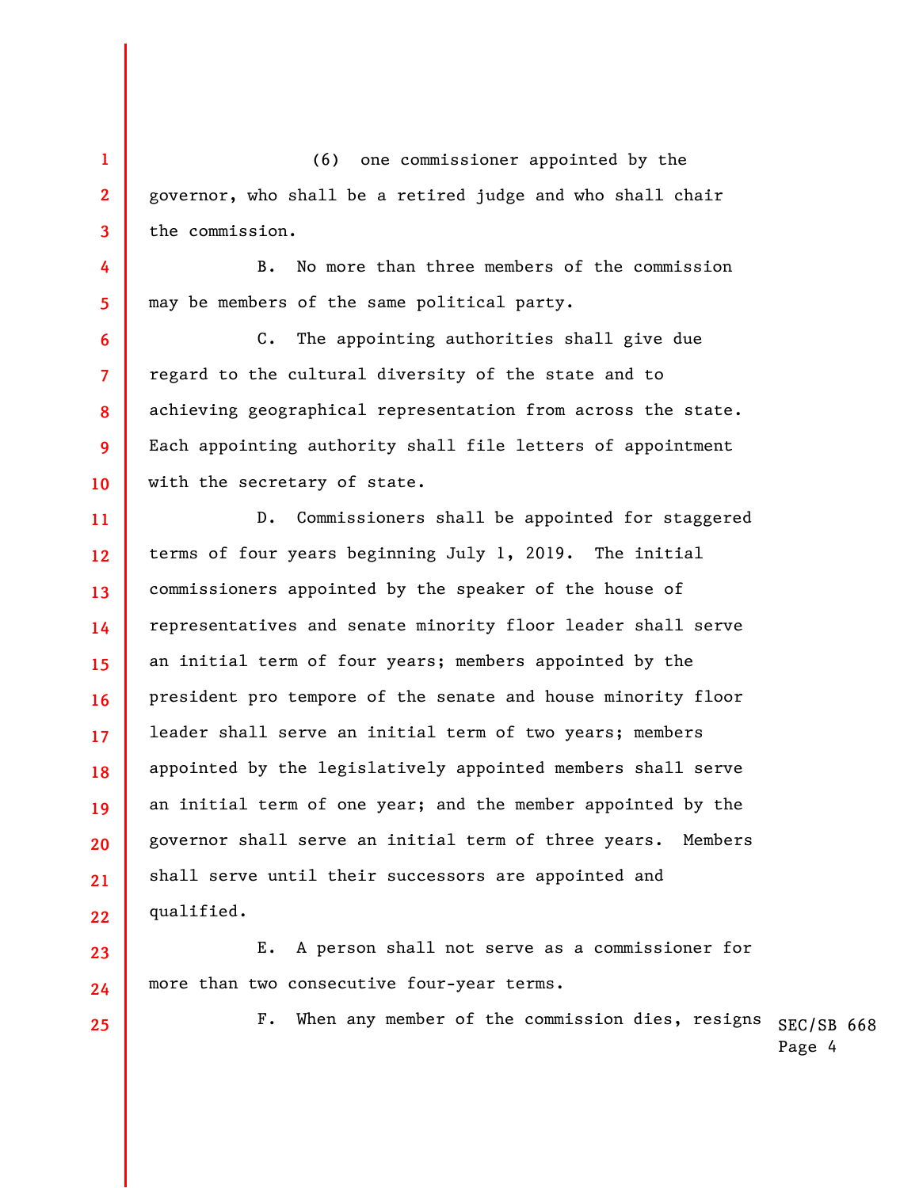(6) one commissioner appointed by the governor, who shall be a retired judge and who shall chair the commission.

B. No more than three members of the commission may be members of the same political party.

C. The appointing authorities shall give due regard to the cultural diversity of the state and to achieving geographical representation from across the state. Each appointing authority shall file letters of appointment with the secretary of state.

D. Commissioners shall be appointed for staggered terms of four years beginning July 1, 2019. The initial commissioners appointed by the speaker of the house of representatives and senate minority floor leader shall serve an initial term of four years; members appointed by the president pro tempore of the senate and house minority floor leader shall serve an initial term of two years; members appointed by the legislatively appointed members shall serve an initial term of one year; and the member appointed by the governor shall serve an initial term of three years. Members shall serve until their successors are appointed and qualified.

E. A person shall not serve as a commissioner for more than two consecutive four-year terms.

F. When any member of the commission dies, resigns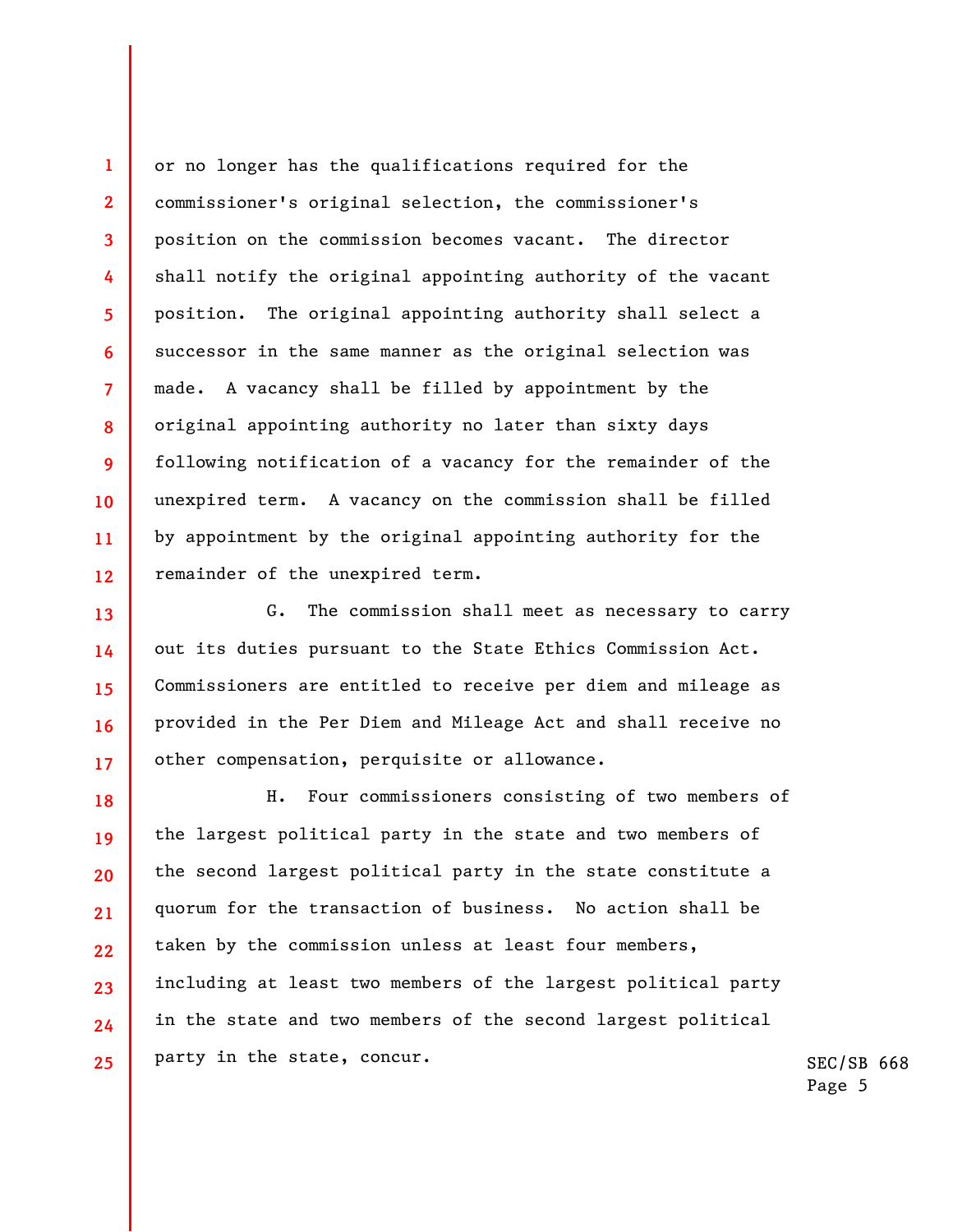or no longer has the qualifications required for the commissioner's original selection, the commissioner's position on the commission becomes vacant. The director shall notify the original appointing authority of the vacant position. The original appointing authority shall select a successor in the same manner as the original selection was made. A vacancy shall be filled by appointment by the original appointing authority no later than sixty days following notification of a vacancy for the remainder of the unexpired term. A vacancy on the commission shall be filled by appointment by the original appointing authority for the remainder of the unexpired term.

G. The commission shall meet as necessary to carry out its duties pursuant to the State Ethics Commission Act. Commissioners are entitled to receive per diem and mileage as provided in the Per Diem and Mileage Act and shall receive no other compensation, perquisite or allowance.

H. Four commissioners consisting of two members of the largest political party in the state and two members of the second largest political party in the state constitute a quorum for the transaction of business. No action shall be taken by the commission unless at least four members, including at least two members of the largest political party in the state and two members of the second largest political party in the state, concur.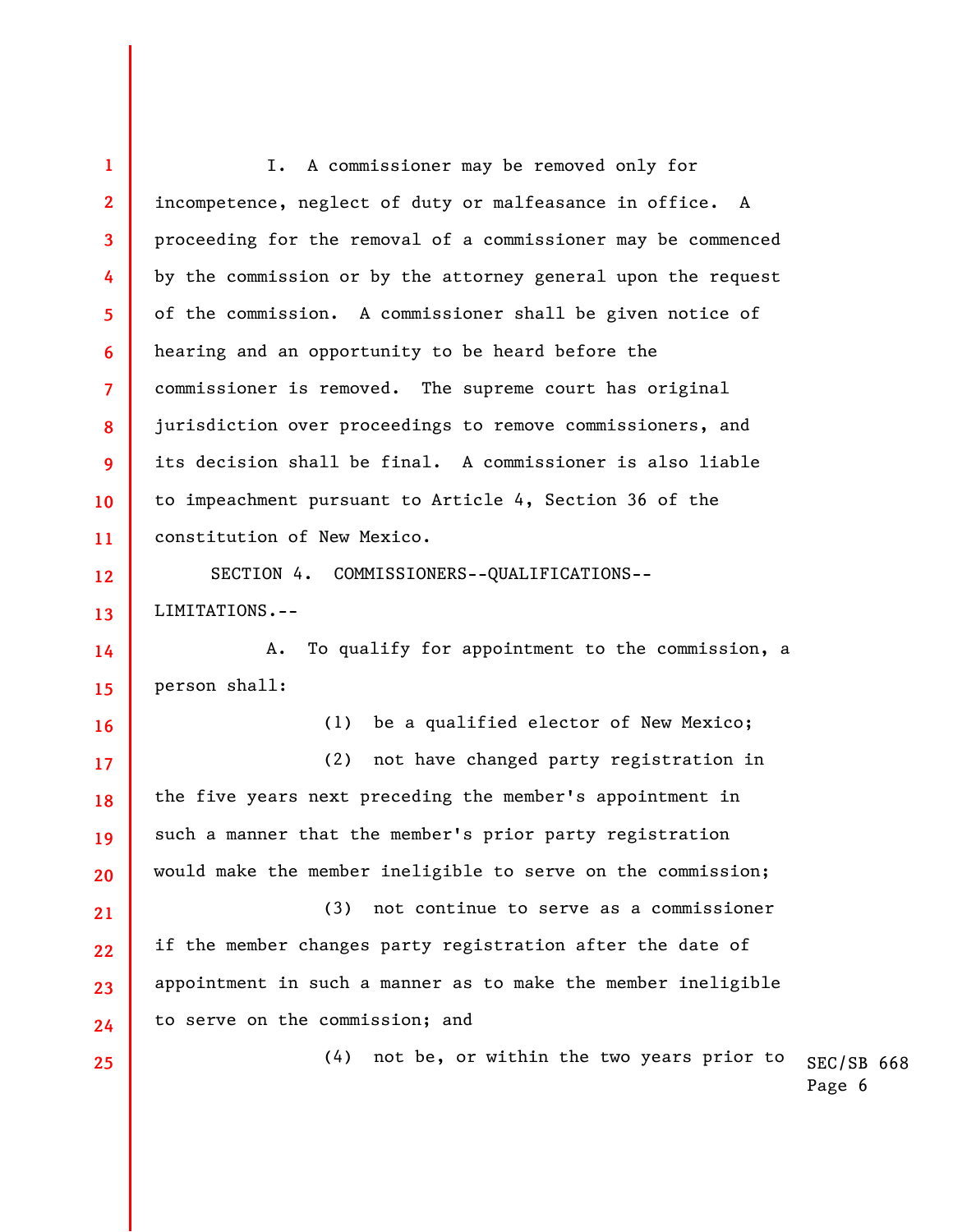I. A commissioner may be removed only for incompetence, neglect of duty or malfeasance in office. A proceeding for the removal of a commissioner may be commenced by the commission or by the attorney general upon the request of the commission. A commissioner shall be given notice of hearing and an opportunity to be heard before the commissioner is removed. The supreme court has original jurisdiction over proceedings to remove commissioners, and its decision shall be final. A commissioner is also liable to impeachment pursuant to Article 4, Section 36 of the constitution of New Mexico.

SECTION 4. COMMISSIONERS--QUALIFICATIONS--LIMITATIONS.--

A. To qualify for appointment to the commission, a person shall:

(1) be a qualified elector of New Mexico;

(2) not have changed party registration in the five years next preceding the member's appointment in such a manner that the member's prior party registration would make the member ineligible to serve on the commission;

(3) not continue to serve as a commissioner if the member changes party registration after the date of appointment in such a manner as to make the member ineligible to serve on the commission; and

(4) not be, or within the two years prior to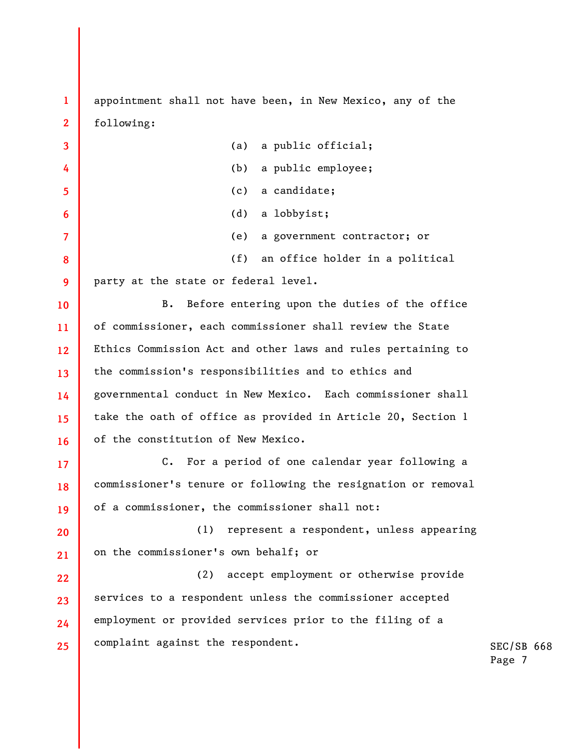appointment shall not have been, in New Mexico, any of the following:

(a) a public official;

(b) a public employee;

(c) a candidate;

(d) a lobbyist;

(e) a government contractor; or

(f) an office holder in a political party at the state or federal level.

B. Before entering upon the duties of the office of commissioner, each commissioner shall review the State Ethics Commission Act and other laws and rules pertaining to the commission's responsibilities and to ethics and governmental conduct in New Mexico. Each commissioner shall take the oath of office as provided in Article 20, Section 1 of the constitution of New Mexico.

C. For a period of one calendar year following a commissioner's tenure or following the resignation or removal of a commissioner, the commissioner shall not:

(1) represent a respondent, unless appearing on the commissioner's own behalf; or

(2) accept employment or otherwise provide services to a respondent unless the commissioner accepted employment or provided services prior to the filing of a complaint against the respondent.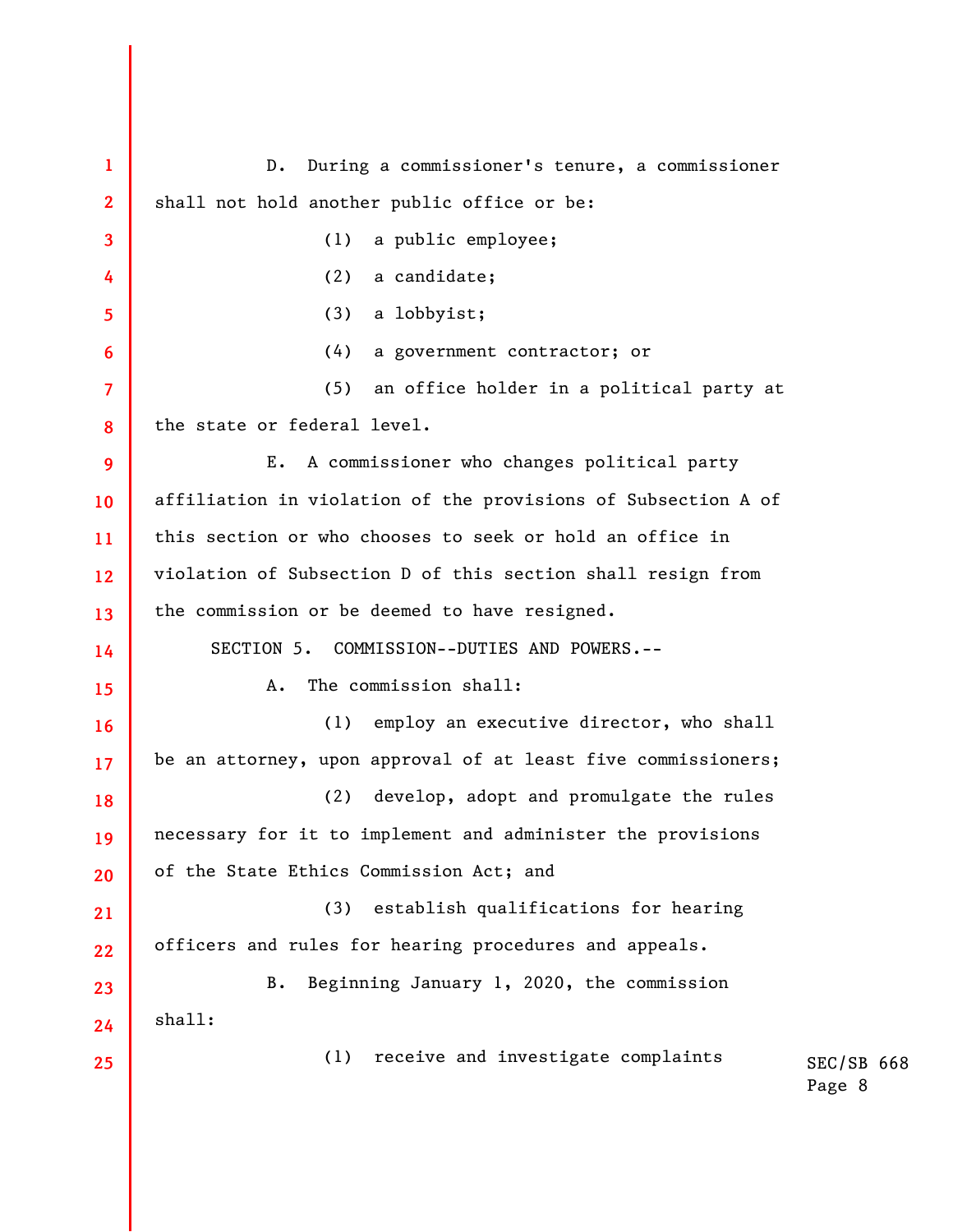D. During a commissioner's tenure, a commissioner shall not hold another public office or be:

(1) a public employee;

(2) a candidate;

(3) a lobbyist;

(4) a government contractor; or

(5) an office holder in a political party at the state or federal level.

E. A commissioner who changes political party affiliation in violation of the provisions of Subsection A of this section or who chooses to seek or hold an office in violation of Subsection D of this section shall resign from the commission or be deemed to have resigned.

SECTION 5. COMMISSION--DUTIES AND POWERS.--

A. The commission shall:

(1) employ an executive director, who shall be an attorney, upon approval of at least five commissioners;

(2) develop, adopt and promulgate the rules necessary for it to implement and administer the provisions of the State Ethics Commission Act; and

(3) establish qualifications for hearing officers and rules for hearing procedures and appeals.

B. Beginning January 1, 2020, the commission shall:

(1) receive and investigate complaints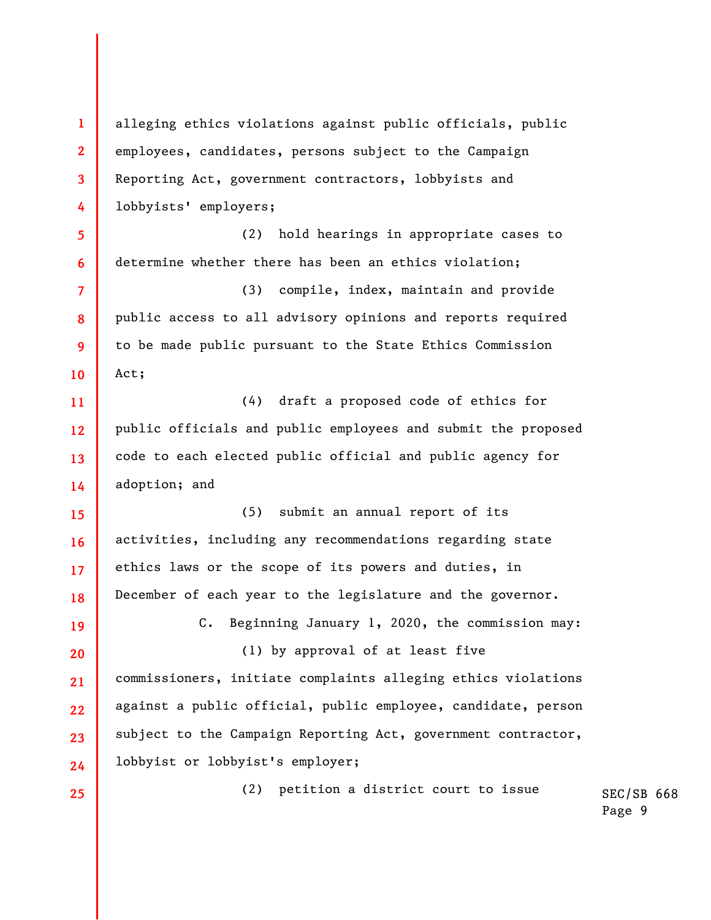alleging ethics violations against public officials, public employees, candidates, persons subject to the Campaign Reporting Act, government contractors, lobbyists and lobbyists' employers;

(2) hold hearings in appropriate cases to determine whether there has been an ethics violation;

(3) compile, index, maintain and provide public access to all advisory opinions and reports required to be made public pursuant to the State Ethics Commission Act;

(4) draft a proposed code of ethics for public officials and public employees and submit the proposed code to each elected public official and public agency for adoption; and

(5) submit an annual report of its activities, including any recommendations regarding state ethics laws or the scope of its powers and duties, in December of each year to the legislature and the governor.

C. Beginning January 1, 2020, the commission may:

(1) by approval of at least five commissioners, initiate complaints alleging ethics violations against a public official, public employee, candidate, person subject to the Campaign Reporting Act, government contractor, lobbyist or lobbyist's employer;

(2) petition a district court to issue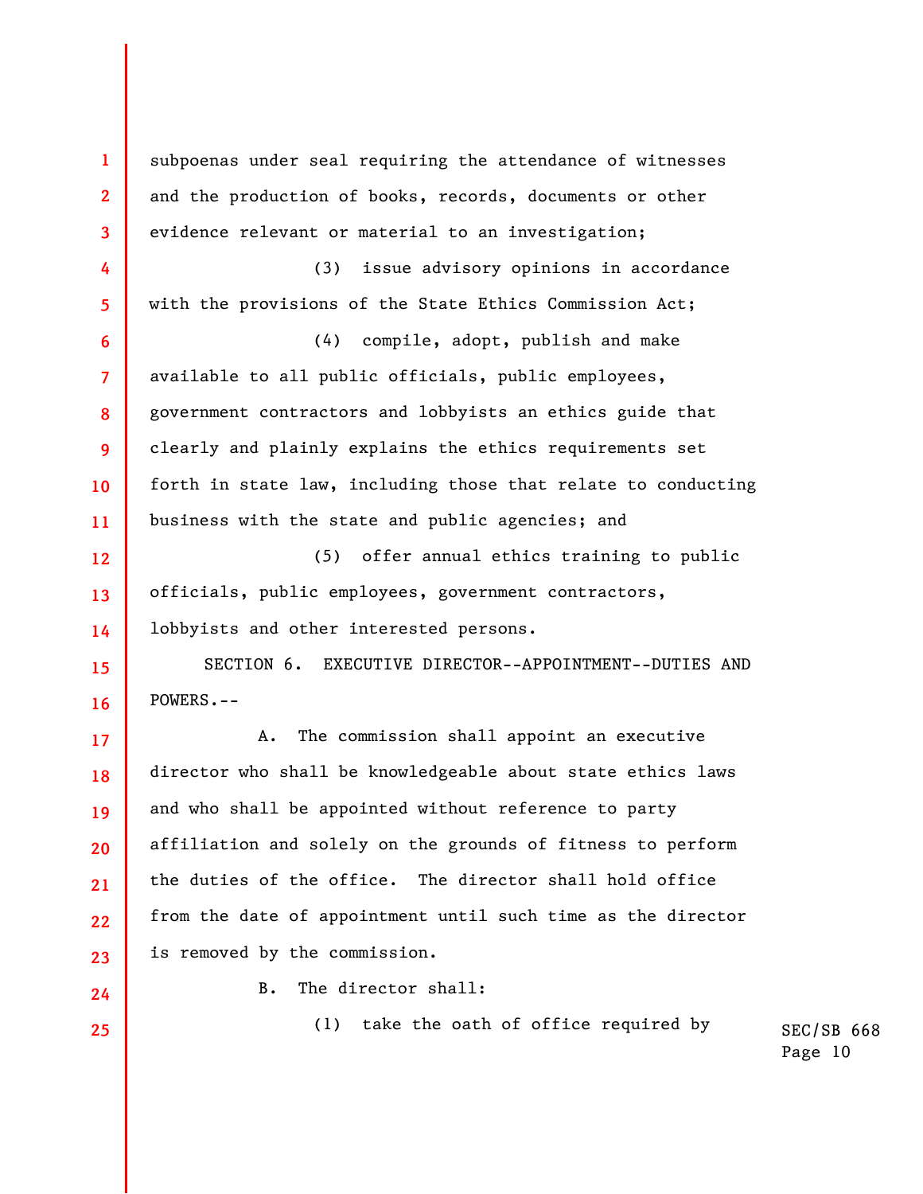subpoenas under seal requiring the attendance of witnesses and the production of books, records, documents or other evidence relevant or material to an investigation;

(3) issue advisory opinions in accordance with the provisions of the State Ethics Commission Act;

(4) compile, adopt, publish and make available to all public officials, public employees, government contractors and lobbyists an ethics guide that clearly and plainly explains the ethics requirements set forth in state law, including those that relate to conducting business with the state and public agencies; and

(5) offer annual ethics training to public officials, public employees, government contractors, lobbyists and other interested persons.

SECTION 6. EXECUTIVE DIRECTOR--APPOINTMENT--DUTIES AND POWERS.--

A. The commission shall appoint an executive director who shall be knowledgeable about state ethics laws and who shall be appointed without reference to party affiliation and solely on the grounds of fitness to perform the duties of the office. The director shall hold office from the date of appointment until such time as the director is removed by the commission.

B. The director shall:

(1) take the oath of office required by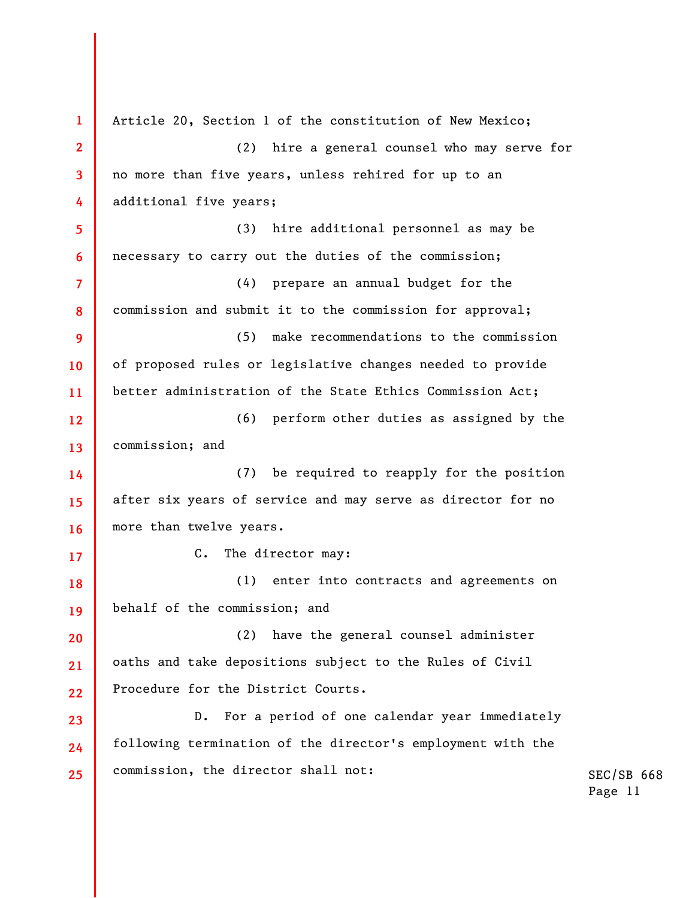Article 20, Section 1 of the constitution of New Mexico;

(2) hire a general counsel who may serve for no more than five years, unless rehired for up to an additional five years;

(3) hire additional personnel as may be necessary to carry out the duties of the commission;

(4) prepare an annual budget for the commission and submit it to the commission for approval;

(5) make recommendations to the commission of proposed rules or legislative changes needed to provide better administration of the State Ethics Commission Act;

(6) perform other duties as assigned by the commission; and

(7) be required to reapply for the position after six years of service and may serve as director for no more than twelve years.

C. The director may:

(1) enter into contracts and agreements on behalf of the commission; and

(2) have the general counsel administer oaths and take depositions subject to the Rules of Civil Procedure for the District Courts.

D. For a period of one calendar year immediately following termination of the director's employment with the commission, the director shall not: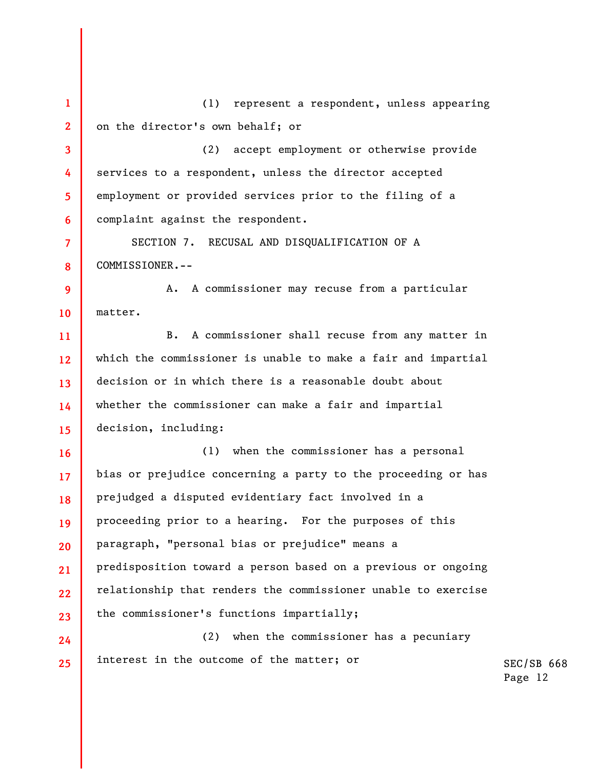(1) represent a respondent, unless appearing on the director's own behalf; or

(2) accept employment or otherwise provide services to a respondent, unless the director accepted employment or provided services prior to the filing of a complaint against the respondent.

SECTION 7. RECUSAL AND DISQUALIFICATION OF A COMMISSIONER.--

A. A commissioner may recuse from a particular matter.

B. A commissioner shall recuse from any matter in which the commissioner is unable to make a fair and impartial decision or in which there is a reasonable doubt about whether the commissioner can make a fair and impartial decision, including:

(1) when the commissioner has a personal bias or prejudice concerning a party to the proceeding or has prejudged a disputed evidentiary fact involved in a proceeding prior to a hearing. For the purposes of this paragraph, "personal bias or prejudice" means a predisposition toward a person based on a previous or ongoing relationship that renders the commissioner unable to exercise the commissioner's functions impartially;

(2) when the commissioner has a pecuniary interest in the outcome of the matter; or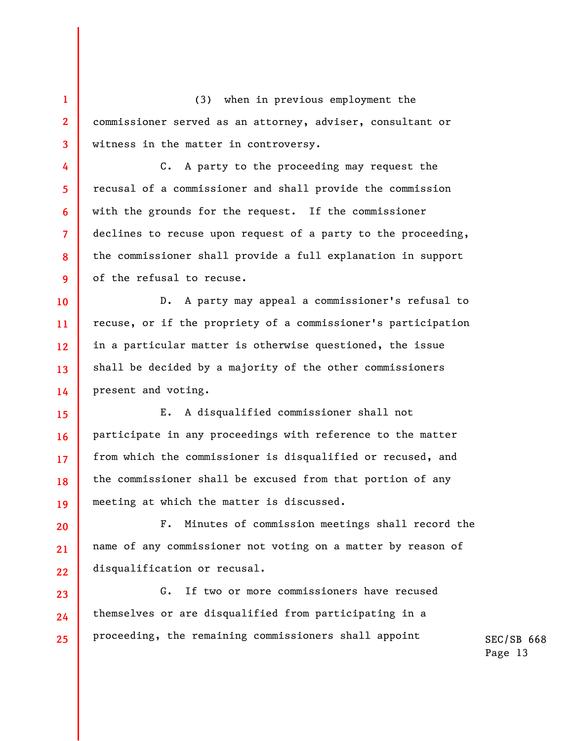(3) when in previous employment the commissioner served as an attorney, adviser, consultant or witness in the matter in controversy.

C. A party to the proceeding may request the recusal of a commissioner and shall provide the commission with the grounds for the request. If the commissioner declines to recuse upon request of a party to the proceeding, the commissioner shall provide a full explanation in support of the refusal to recuse.

D. A party may appeal a commissioner's refusal to recuse, or if the propriety of a commissioner's participation in a particular matter is otherwise questioned, the issue shall be decided by a majority of the other commissioners present and voting.

E. A disqualified commissioner shall not participate in any proceedings with reference to the matter from which the commissioner is disqualified or recused, and the commissioner shall be excused from that portion of any meeting at which the matter is discussed.

F. Minutes of commission meetings shall record the name of any commissioner not voting on a matter by reason of disqualification or recusal.

G. If two or more commissioners have recused themselves or are disqualified from participating in a proceeding, the remaining commissioners shall appoint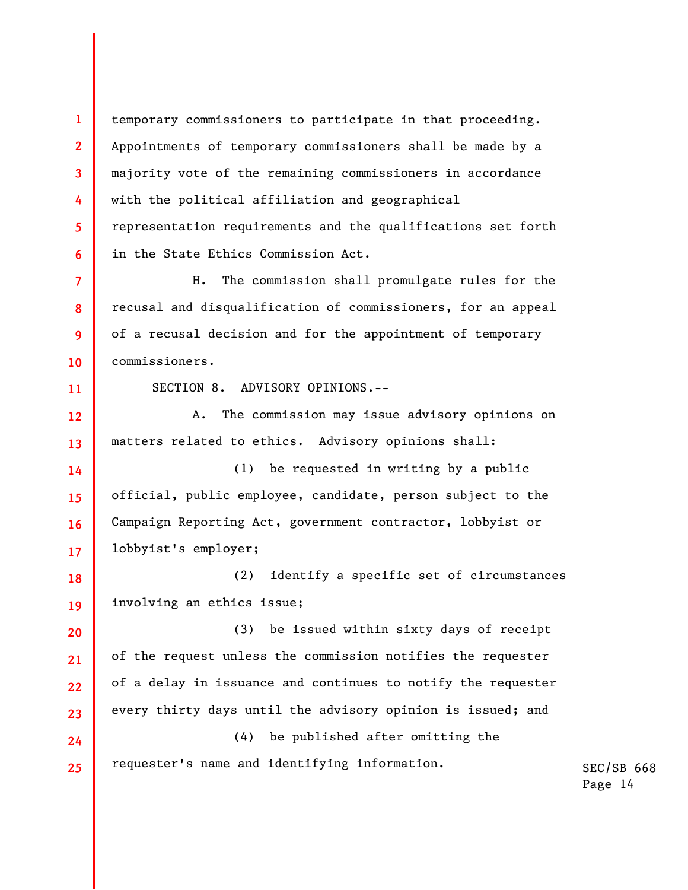temporary commissioners to participate in that proceeding. Appointments of temporary commissioners shall be made by a majority vote of the remaining commissioners in accordance with the political affiliation and geographical representation requirements and the qualifications set forth in the State Ethics Commission Act.

H. The commission shall promulgate rules for the recusal and disqualification of commissioners, for an appeal of a recusal decision and for the appointment of temporary commissioners.

SECTION 8. ADVISORY OPINIONS.--

A. The commission may issue advisory opinions on matters related to ethics. Advisory opinions shall:

(1) be requested in writing by a public official, public employee, candidate, person subject to the Campaign Reporting Act, government contractor, lobbyist or lobbyist's employer;

(2) identify a specific set of circumstances involving an ethics issue;

(3) be issued within sixty days of receipt of the request unless the commission notifies the requester of a delay in issuance and continues to notify the requester every thirty days until the advisory opinion is issued; and

(4) be published after omitting the requester's name and identifying information.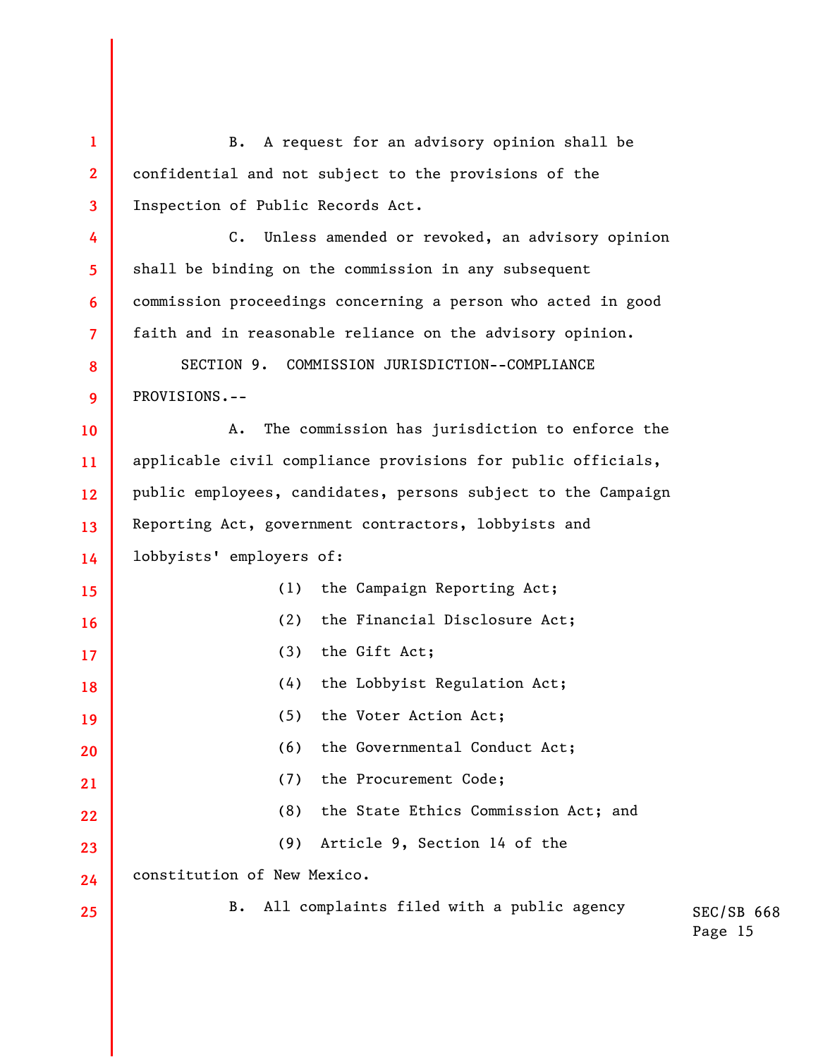B. A request for an advisory opinion shall be confidential and not subject to the provisions of the Inspection of Public Records Act.

C. Unless amended or revoked, an advisory opinion shall be binding on the commission in any subsequent commission proceedings concerning a person who acted in good faith and in reasonable reliance on the advisory opinion.

SECTION 9. COMMISSION JURISDICTION--COMPLIANCE PROVISIONS.--

A. The commission has jurisdiction to enforce the applicable civil compliance provisions for public officials, public employees, candidates, persons subject to the Campaign Reporting Act, government contractors, lobbyists and lobbyists' employers of:

(1) the Campaign Reporting Act;

(2) the Financial Disclosure Act;

(3) the Gift Act;

(4) the Lobbyist Regulation Act;

(5) the Voter Action Act;

(6) the Governmental Conduct Act;

(7) the Procurement Code;

(8) the State Ethics Commission Act; and

(9) Article 9, Section 14 of the constitution of New Mexico.

B. All complaints filed with a public agency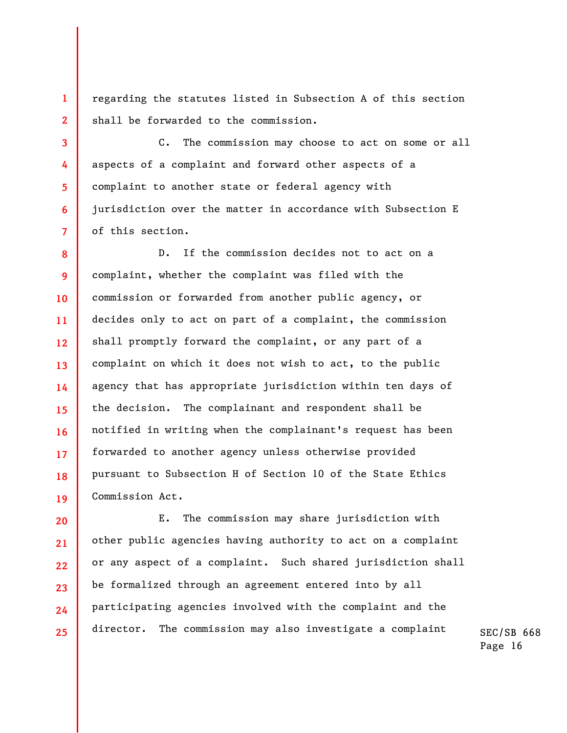regarding the statutes listed in Subsection A of this section shall be forwarded to the commission.

C. The commission may choose to act on some or all aspects of a complaint and forward other aspects of a complaint to another state or federal agency with jurisdiction over the matter in accordance with Subsection E of this section.

D. If the commission decides not to act on a complaint, whether the complaint was filed with the commission or forwarded from another public agency, or decides only to act on part of a complaint, the commission shall promptly forward the complaint, or any part of a complaint on which it does not wish to act, to the public agency that has appropriate jurisdiction within ten days of the decision. The complainant and respondent shall be notified in writing when the complainant's request has been forwarded to another agency unless otherwise provided pursuant to Subsection H of Section 10 of the State Ethics Commission Act.

E. The commission may share jurisdiction with other public agencies having authority to act on a complaint or any aspect of a complaint. Such shared jurisdiction shall be formalized through an agreement entered into by all participating agencies involved with the complaint and the director. The commission may also investigate a complaint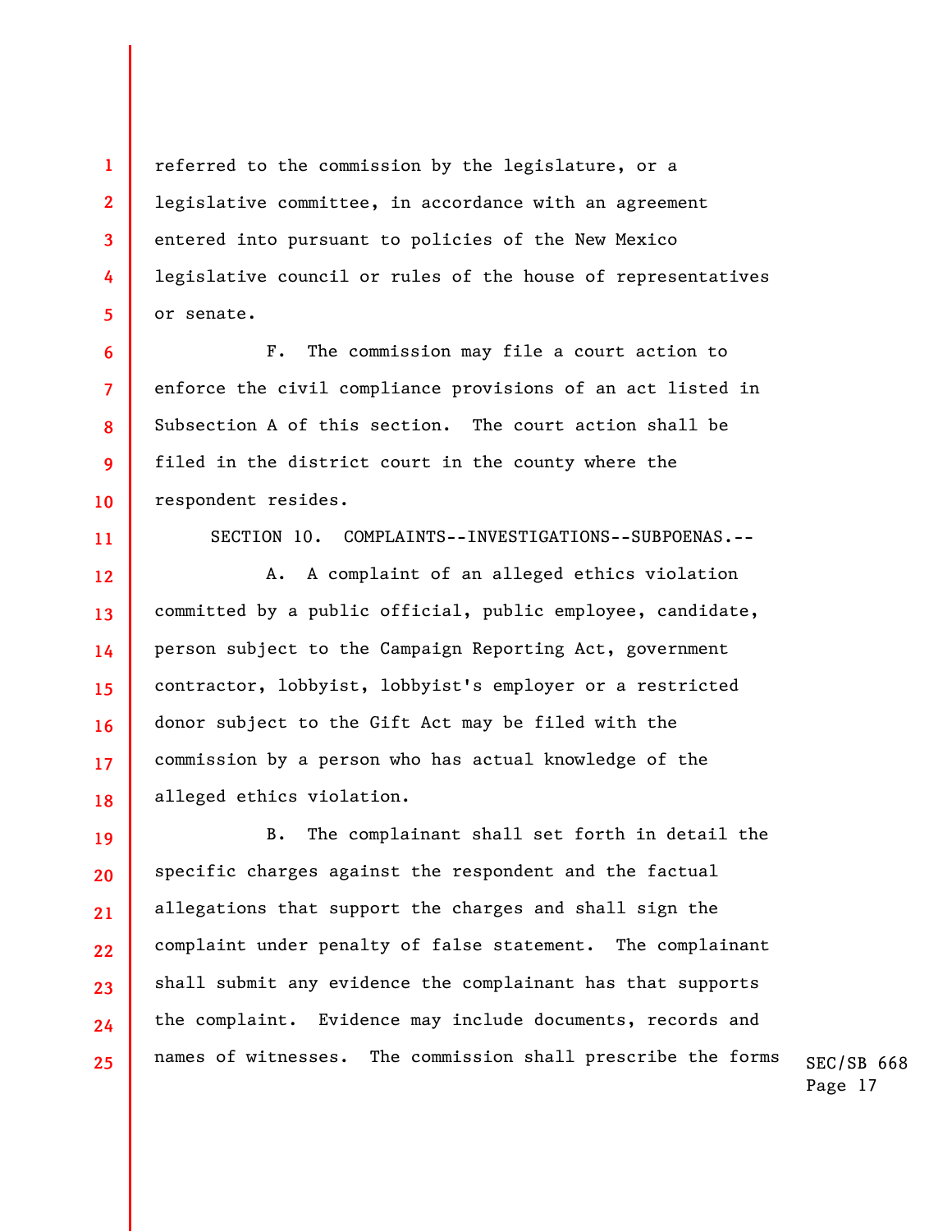referred to the commission by the legislature, or a legislative committee, in accordance with an agreement entered into pursuant to policies of the New Mexico legislative council or rules of the house of representatives or senate.

F. The commission may file a court action to enforce the civil compliance provisions of an act listed in Subsection A of this section. The court action shall be filed in the district court in the county where the respondent resides.

SECTION 10. COMPLAINTS--INVESTIGATIONS--SUBPOENAS.--

A. A complaint of an alleged ethics violation committed by a public official, public employee, candidate, person subject to the Campaign Reporting Act, government contractor, lobbyist, lobbyist's employer or a restricted donor subject to the Gift Act may be filed with the commission by a person who has actual knowledge of the alleged ethics violation.

B. The complainant shall set forth in detail the specific charges against the respondent and the factual allegations that support the charges and shall sign the complaint under penalty of false statement. The complainant shall submit any evidence the complainant has that supports the complaint. Evidence may include documents, records and names of witnesses. The commission shall prescribe the forms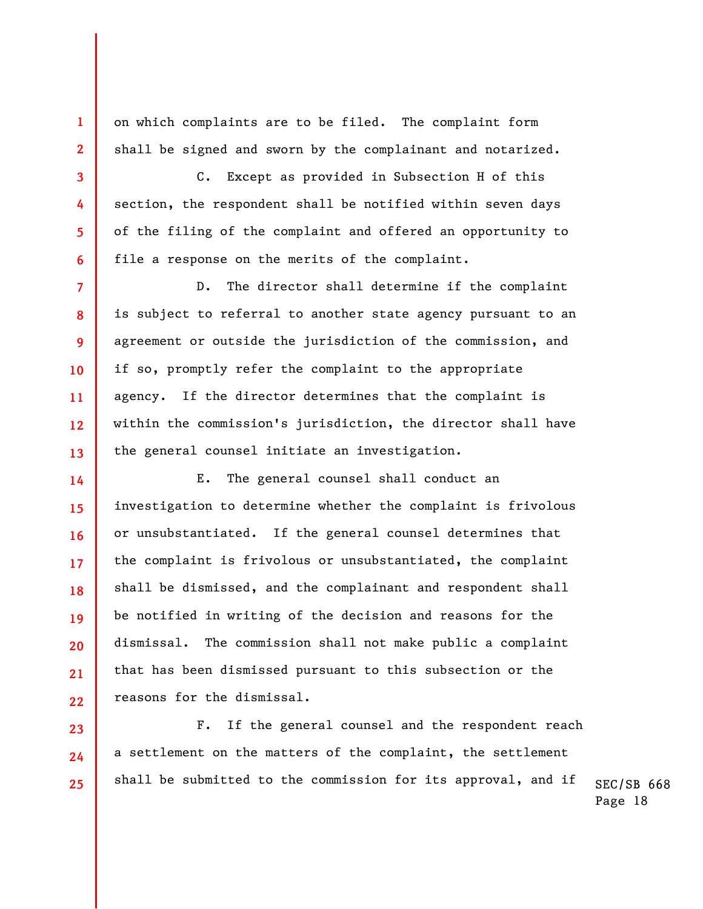on which complaints are to be filed. The complaint form shall be signed and sworn by the complainant and notarized.

C. Except as provided in Subsection H of this section, the respondent shall be notified within seven days of the filing of the complaint and offered an opportunity to file a response on the merits of the complaint.

D. The director shall determine if the complaint is subject to referral to another state agency pursuant to an agreement or outside the jurisdiction of the commission, and if so, promptly refer the complaint to the appropriate agency. If the director determines that the complaint is within the commission's jurisdiction, the director shall have the general counsel initiate an investigation.

E. The general counsel shall conduct an investigation to determine whether the complaint is frivolous or unsubstantiated. If the general counsel determines that the complaint is frivolous or unsubstantiated, the complaint shall be dismissed, and the complainant and respondent shall be notified in writing of the decision and reasons for the dismissal. The commission shall not make public a complaint that has been dismissed pursuant to this subsection or the reasons for the dismissal.

F. If the general counsel and the respondent reach a settlement on the matters of the complaint, the settlement shall be submitted to the commission for its approval, and if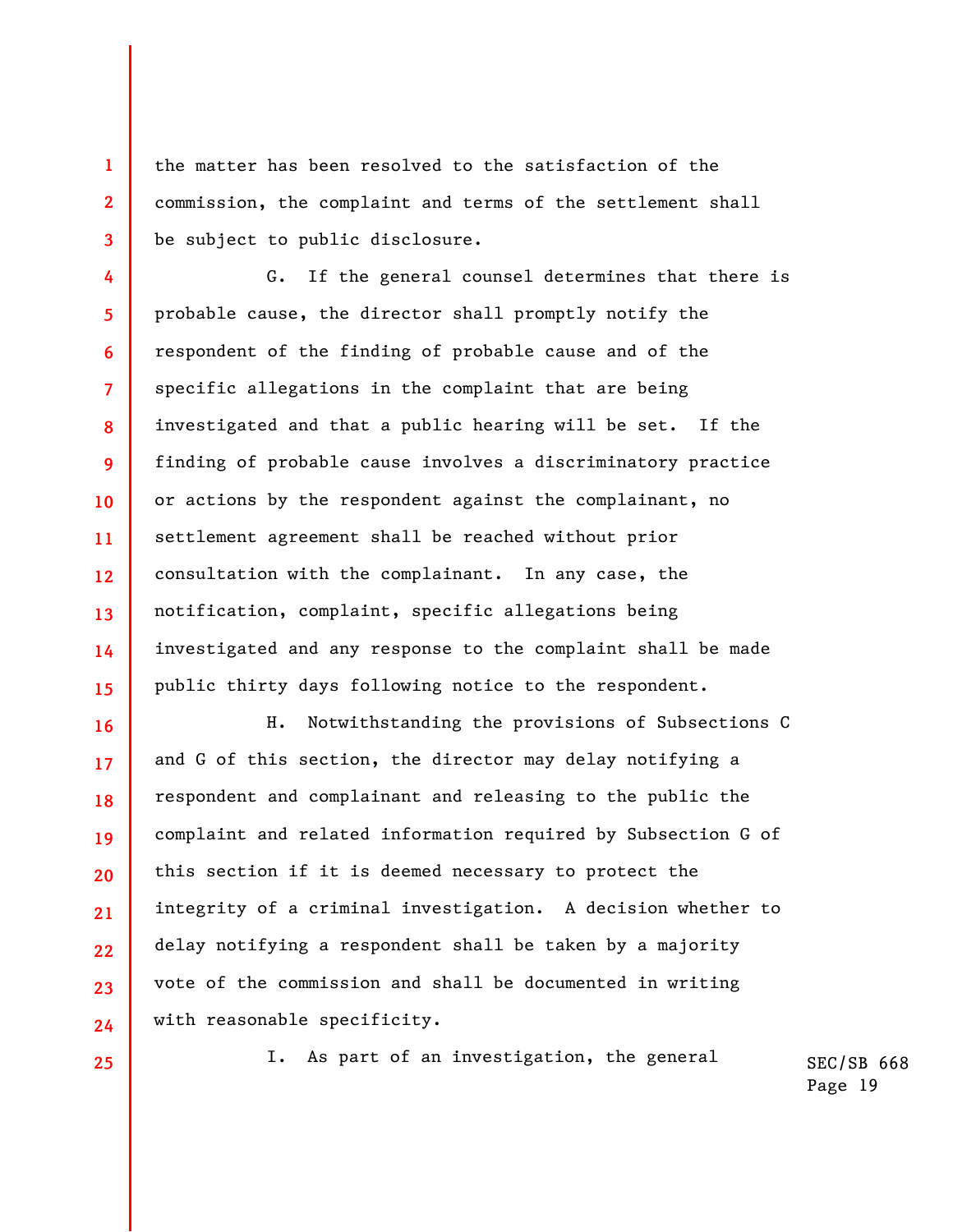the matter has been resolved to the satisfaction of the commission, the complaint and terms of the settlement shall be subject to public disclosure.

G. If the general counsel determines that there is probable cause, the director shall promptly notify the respondent of the finding of probable cause and of the specific allegations in the complaint that are being investigated and that a public hearing will be set. If the finding of probable cause involves a discriminatory practice or actions by the respondent against the complainant, no settlement agreement shall be reached without prior consultation with the complainant. In any case, the notification, complaint, specific allegations being investigated and any response to the complaint shall be made public thirty days following notice to the respondent.

H. Notwithstanding the provisions of Subsections C and G of this section, the director may delay notifying a respondent and complainant and releasing to the public the complaint and related information required by Subsection G of this section if it is deemed necessary to protect the integrity of a criminal investigation. A decision whether to delay notifying a respondent shall be taken by a majority vote of the commission and shall be documented in writing with reasonable specificity.

I. As part of an investigation, the general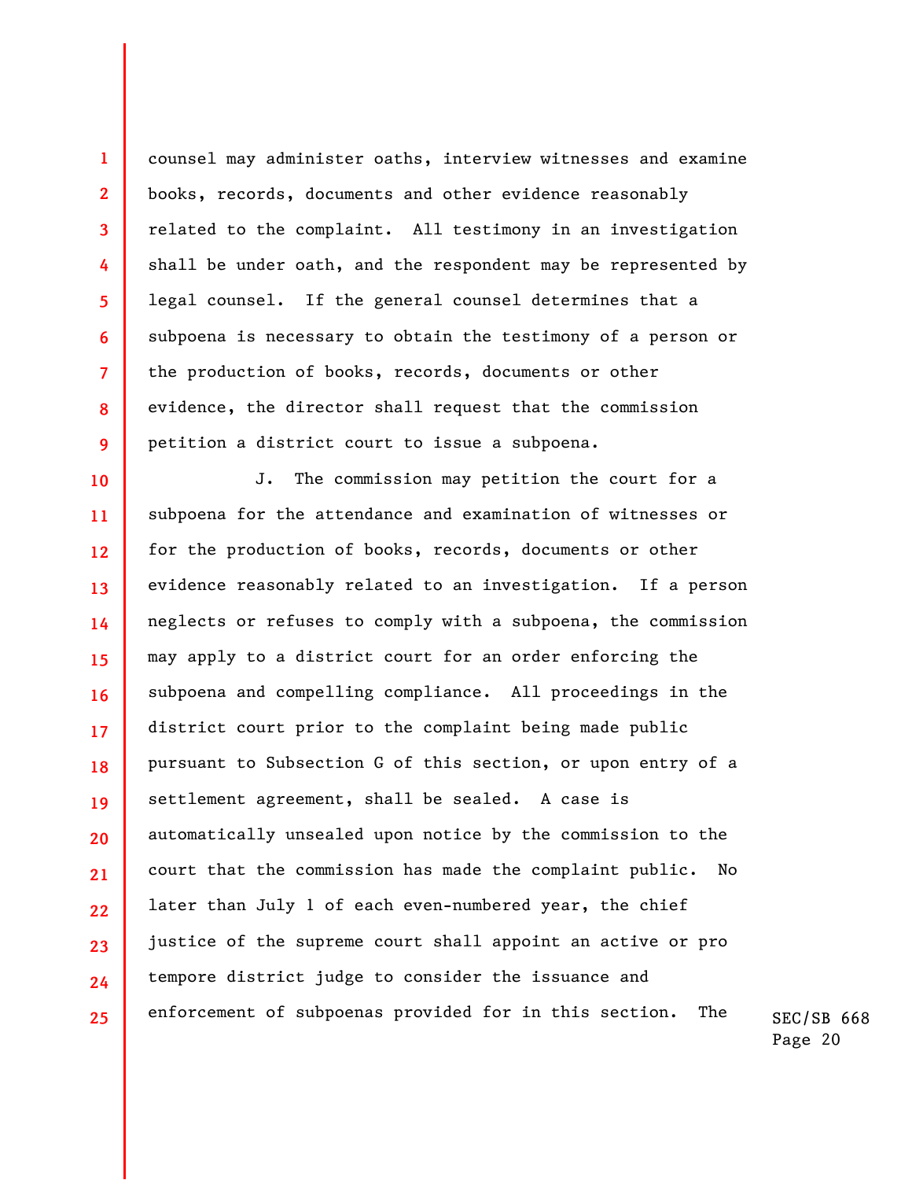counsel may administer oaths, interview witnesses and examine books, records, documents and other evidence reasonably related to the complaint. All testimony in an investigation shall be under oath, and the respondent may be represented by legal counsel. If the general counsel determines that a subpoena is necessary to obtain the testimony of a person or the production of books, records, documents or other evidence, the director shall request that the commission petition a district court to issue a subpoena.

J. The commission may petition the court for a subpoena for the attendance and examination of witnesses or for the production of books, records, documents or other evidence reasonably related to an investigation. If a person neglects or refuses to comply with a subpoena, the commission may apply to a district court for an order enforcing the subpoena and compelling compliance. All proceedings in the district court prior to the complaint being made public pursuant to Subsection G of this section, or upon entry of a settlement agreement, shall be sealed. A case is automatically unsealed upon notice by the commission to the court that the commission has made the complaint public. No later than July 1 of each even-numbered year, the chief justice of the supreme court shall appoint an active or pro tempore district judge to consider the issuance and enforcement of subpoenas provided for in this section. The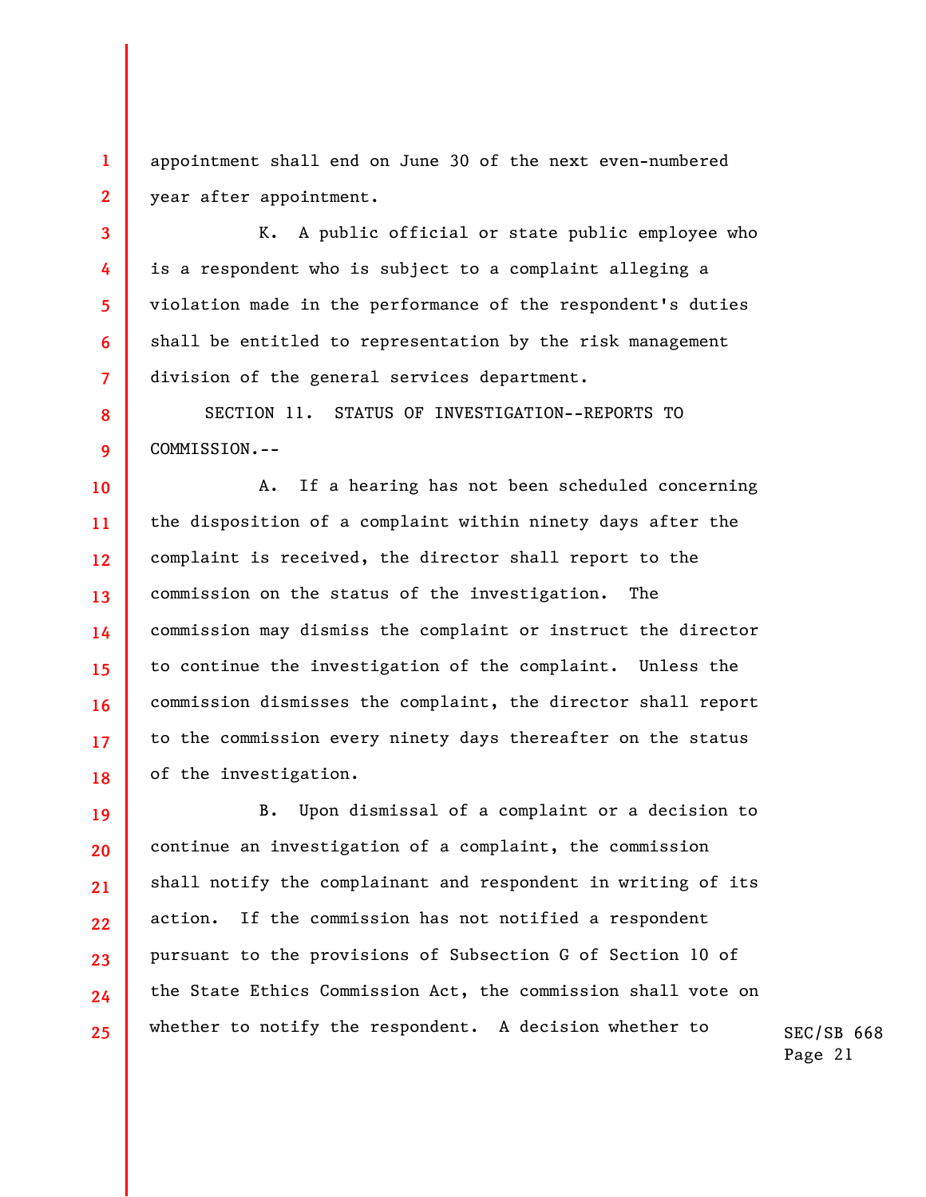appointment shall end on June 30 of the next even-numbered year after appointment.

K. A public official or state public employee who is a respondent who is subject to a complaint alleging a violation made in the performance of the respondent's duties shall be entitled to representation by the risk management division of the general services department.

SECTION 11. STATUS OF INVESTIGATION--REPORTS TO COMMISSION.--

A. If a hearing has not been scheduled concerning the disposition of a complaint within ninety days after the complaint is received, the director shall report to the commission on the status of the investigation. The commission may dismiss the complaint or instruct the director to continue the investigation of the complaint. Unless the commission dismisses the complaint, the director shall report to the commission every ninety days thereafter on the status of the investigation.

B. Upon dismissal of a complaint or a decision to continue an investigation of a complaint, the commission shall notify the complainant and respondent in writing of its action. If the commission has not notified a respondent pursuant to the provisions of Subsection G of Section 10 of the State Ethics Commission Act, the commission shall vote on whether to notify the respondent. A decision whether to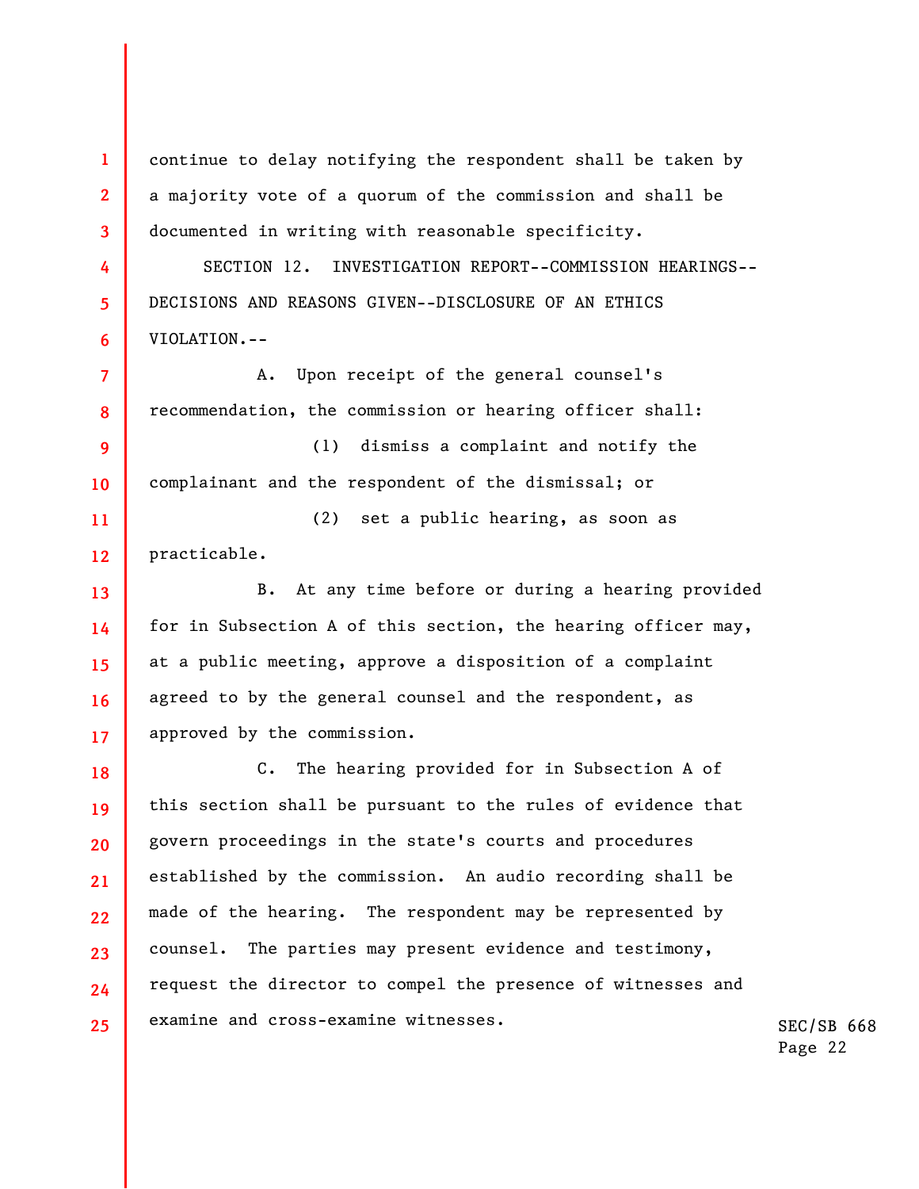continue to delay notifying the respondent shall be taken by a majority vote of a quorum of the commission and shall be documented in writing with reasonable specificity.

SECTION 12. INVESTIGATION REPORT--COMMISSION HEARINGS--DECISIONS AND REASONS GIVEN--DISCLOSURE OF AN ETHICS VIOLATION.--

A. Upon receipt of the general counsel's recommendation, the commission or hearing officer shall:

(1) dismiss a complaint and notify the complainant and the respondent of the dismissal; or

(2) set a public hearing, as soon as practicable.

B. At any time before or during a hearing provided for in Subsection A of this section, the hearing officer may, at a public meeting, approve a disposition of a complaint agreed to by the general counsel and the respondent, as approved by the commission.

C. The hearing provided for in Subsection A of this section shall be pursuant to the rules of evidence that govern proceedings in the state's courts and procedures established by the commission. An audio recording shall be made of the hearing. The respondent may be represented by counsel. The parties may present evidence and testimony, request the director to compel the presence of witnesses and examine and cross-examine witnesses.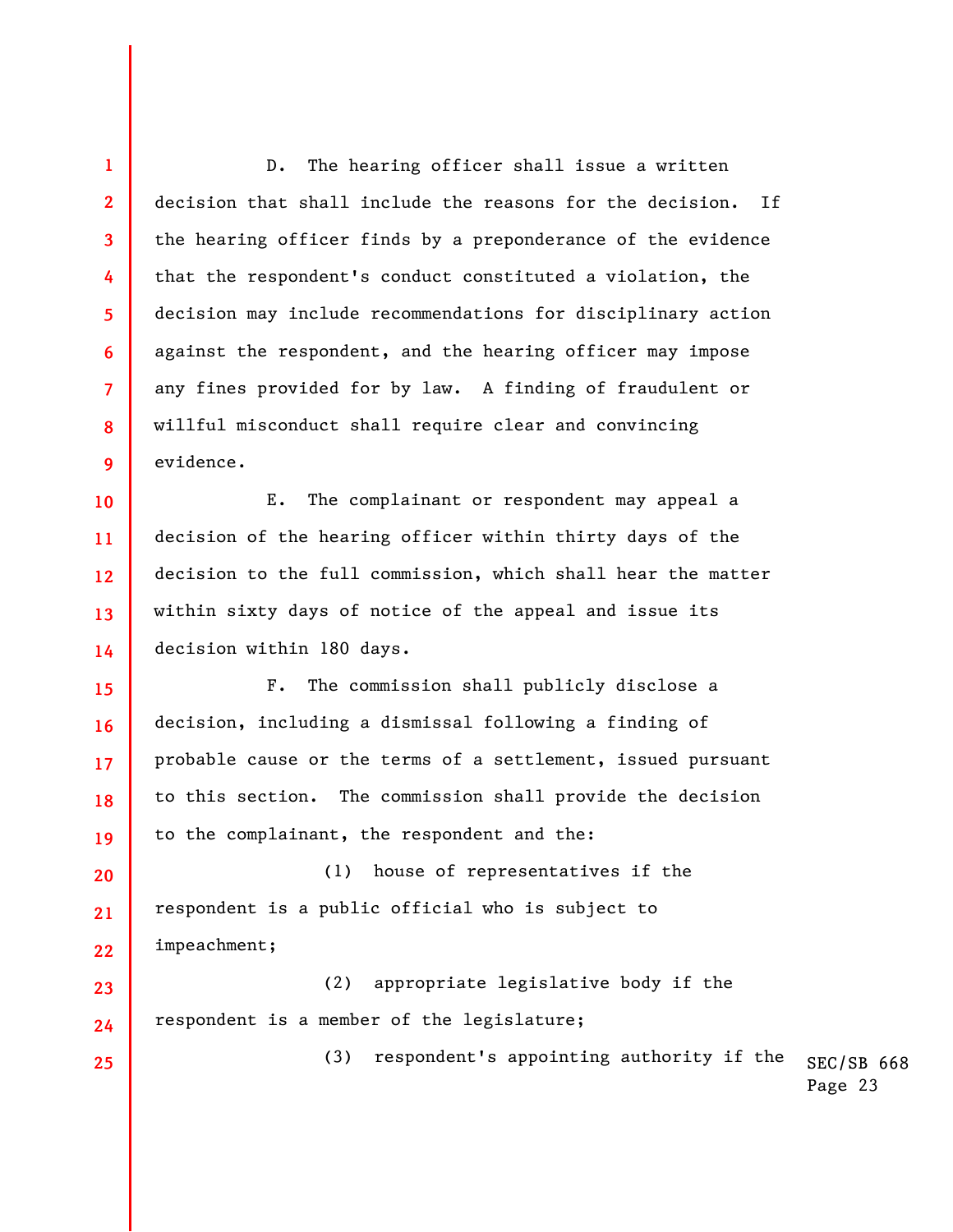D. The hearing officer shall issue a written decision that shall include the reasons for the decision. If the hearing officer finds by a preponderance of the evidence that the respondent's conduct constituted a violation, the decision may include recommendations for disciplinary action against the respondent, and the hearing officer may impose any fines provided for by law. A finding of fraudulent or willful misconduct shall require clear and convincing evidence.

E. The complainant or respondent may appeal a decision of the hearing officer within thirty days of the decision to the full commission, which shall hear the matter within sixty days of notice of the appeal and issue its decision within 180 days.

F. The commission shall publicly disclose a decision, including a dismissal following a finding of probable cause or the terms of a settlement, issued pursuant to this section. The commission shall provide the decision to the complainant, the respondent and the:

(1) house of representatives if the respondent is a public official who is subject to impeachment;

(2) appropriate legislative body if the respondent is a member of the legislature;

(3) respondent's appointing authority if the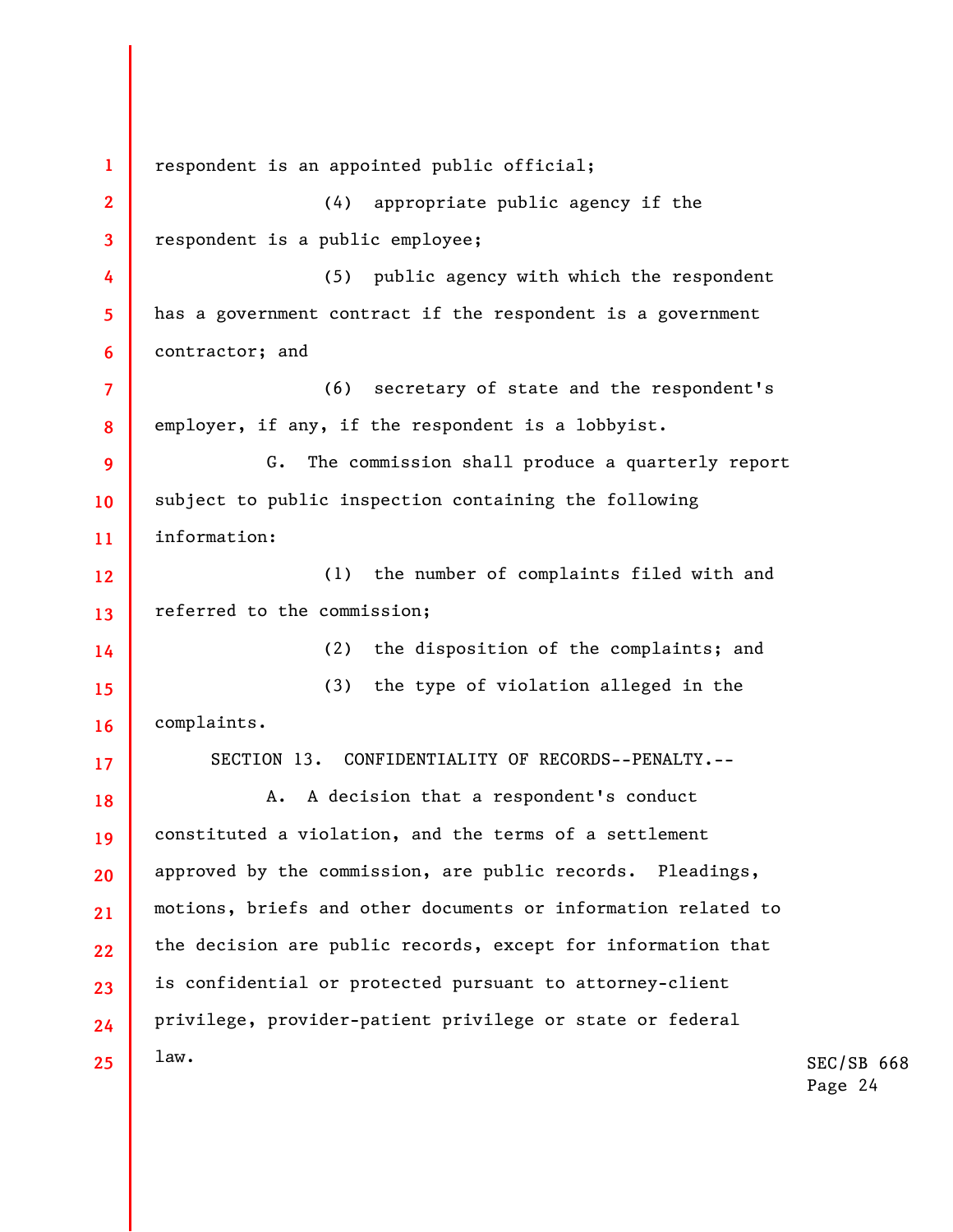respondent is an appointed public official;

(4) appropriate public agency if the respondent is a public employee;

(5) public agency with which the respondent has a government contract if the respondent is a government contractor; and

(6) secretary of state and the respondent's employer, if any, if the respondent is a lobbyist.

G. The commission shall produce a quarterly report subject to public inspection containing the following information:

(1) the number of complaints filed with and referred to the commission;

(2) the disposition of the complaints; and

(3) the type of violation alleged in the complaints.

SECTION 13. CONFIDENTIALITY OF RECORDS--PENALTY.--

A. A decision that a respondent's conduct constituted a violation, and the terms of a settlement approved by the commission, are public records. Pleadings, motions, briefs and other documents or information related to the decision are public records, except for information that is confidential or protected pursuant to attorney-client privilege, provider-patient privilege or state or federal law.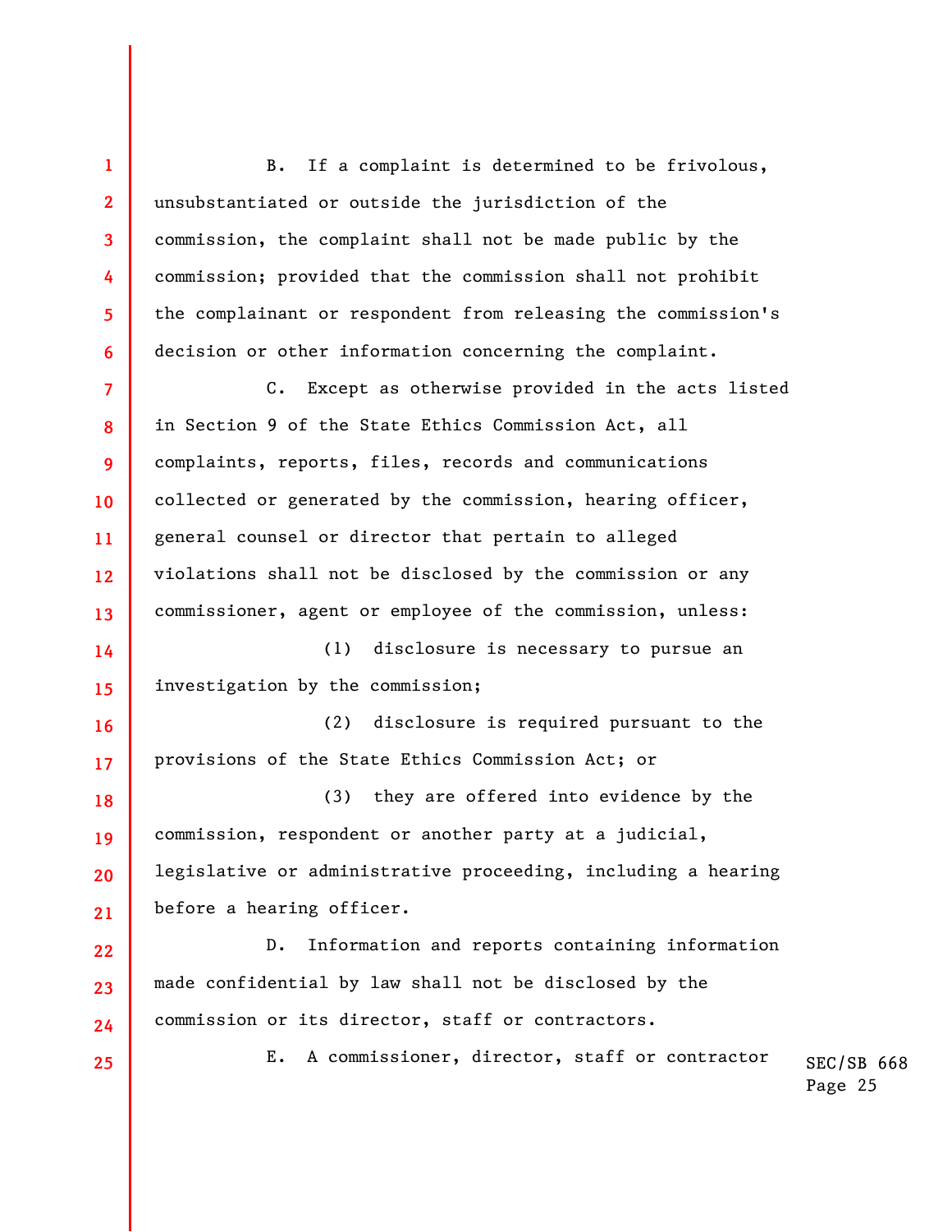B. If a complaint is determined to be frivolous, unsubstantiated or outside the jurisdiction of the commission, the complaint shall not be made public by the commission; provided that the commission shall not prohibit the complainant or respondent from releasing the commission's decision or other information concerning the complaint.

C. Except as otherwise provided in the acts listed in Section 9 of the State Ethics Commission Act, all complaints, reports, files, records and communications collected or generated by the commission, hearing officer, general counsel or director that pertain to alleged violations shall not be disclosed by the commission or any commissioner, agent or employee of the commission, unless:

(1) disclosure is necessary to pursue an investigation by the commission;

(2) disclosure is required pursuant to the provisions of the State Ethics Commission Act; or

(3) they are offered into evidence by the commission, respondent or another party at a judicial, legislative or administrative proceeding, including a hearing before a hearing officer.

D. Information and reports containing information made confidential by law shall not be disclosed by the commission or its director, staff or contractors.

E. A commissioner, director, staff or contractor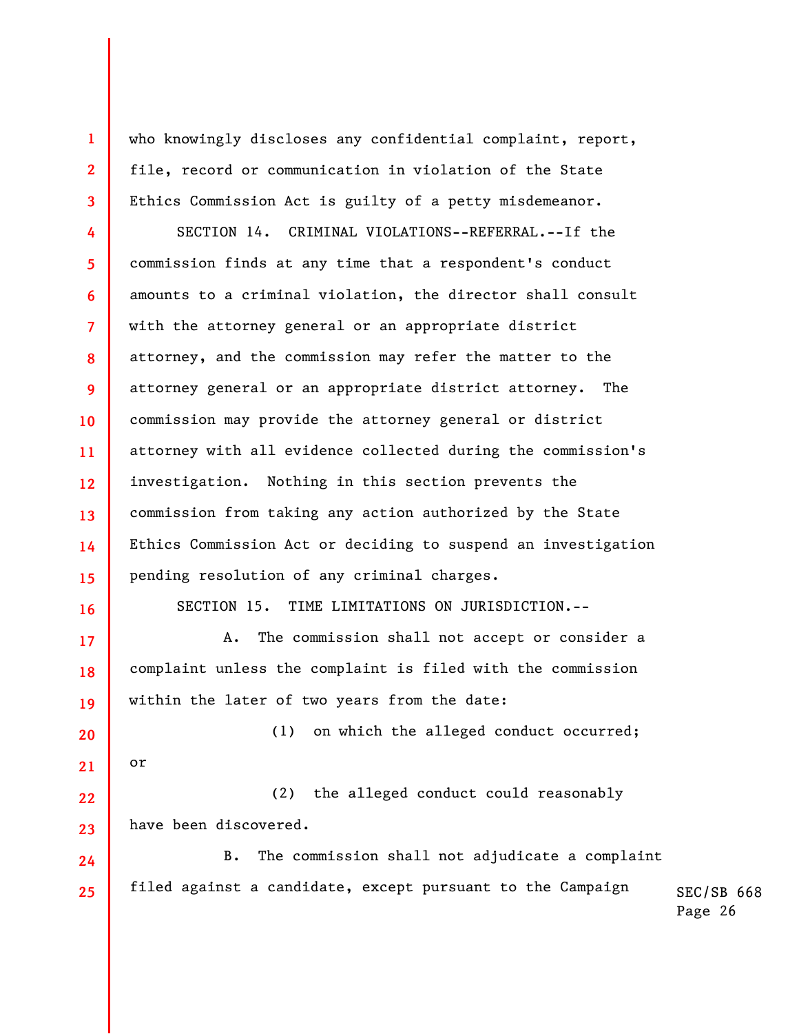who knowingly discloses any confidential complaint, report, file, record or communication in violation of the State Ethics Commission Act is guilty of a petty misdemeanor.

SECTION 14. CRIMINAL VIOLATIONS--REFERRAL.--If the commission finds at any time that a respondent's conduct amounts to a criminal violation, the director shall consult with the attorney general or an appropriate district attorney, and the commission may refer the matter to the attorney general or an appropriate district attorney. The commission may provide the attorney general or district attorney with all evidence collected during the commission's investigation. Nothing in this section prevents the commission from taking any action authorized by the State Ethics Commission Act or deciding to suspend an investigation pending resolution of any criminal charges.

SECTION 15. TIME LIMITATIONS ON JURISDICTION.--

A. The commission shall not accept or consider a complaint unless the complaint is filed with the commission within the later of two years from the date:

(1) on which the alleged conduct occurred; or

(2) the alleged conduct could reasonably have been discovered.

B. The commission shall not adjudicate a complaint filed against a candidate, except pursuant to the Campaign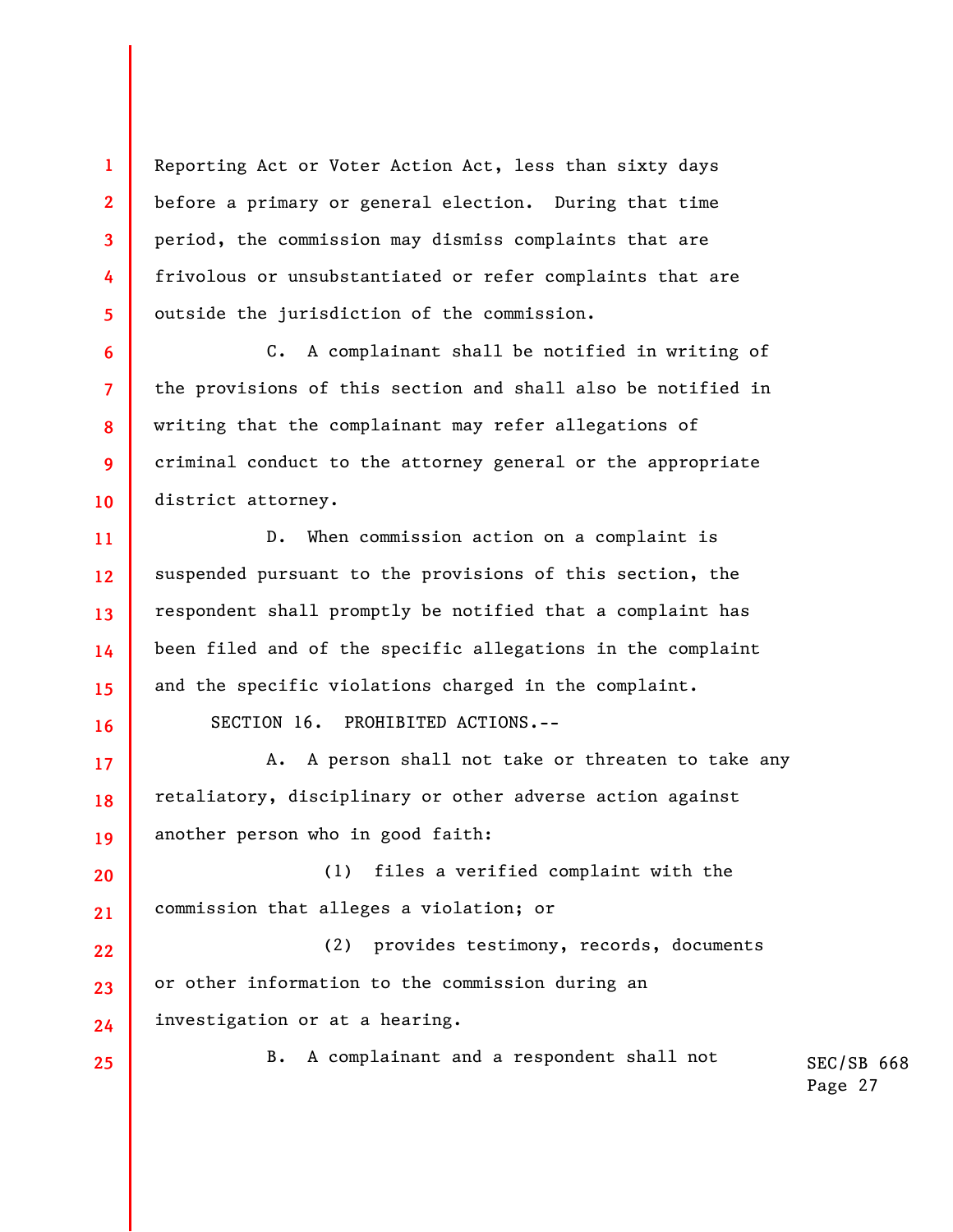Reporting Act or Voter Action Act, less than sixty days before a primary or general election. During that time period, the commission may dismiss complaints that are frivolous or unsubstantiated or refer complaints that are outside the jurisdiction of the commission.

C. A complainant shall be notified in writing of the provisions of this section and shall also be notified in writing that the complainant may refer allegations of criminal conduct to the attorney general or the appropriate district attorney.

D. When commission action on a complaint is suspended pursuant to the provisions of this section, the respondent shall promptly be notified that a complaint has been filed and of the specific allegations in the complaint and the specific violations charged in the complaint.

SECTION 16. PROHIBITED ACTIONS.--

A. A person shall not take or threaten to take any retaliatory, disciplinary or other adverse action against another person who in good faith:

(1) files a verified complaint with the commission that alleges a violation; or

(2) provides testimony, records, documents or other information to the commission during an investigation or at a hearing.

B. A complainant and a respondent shall not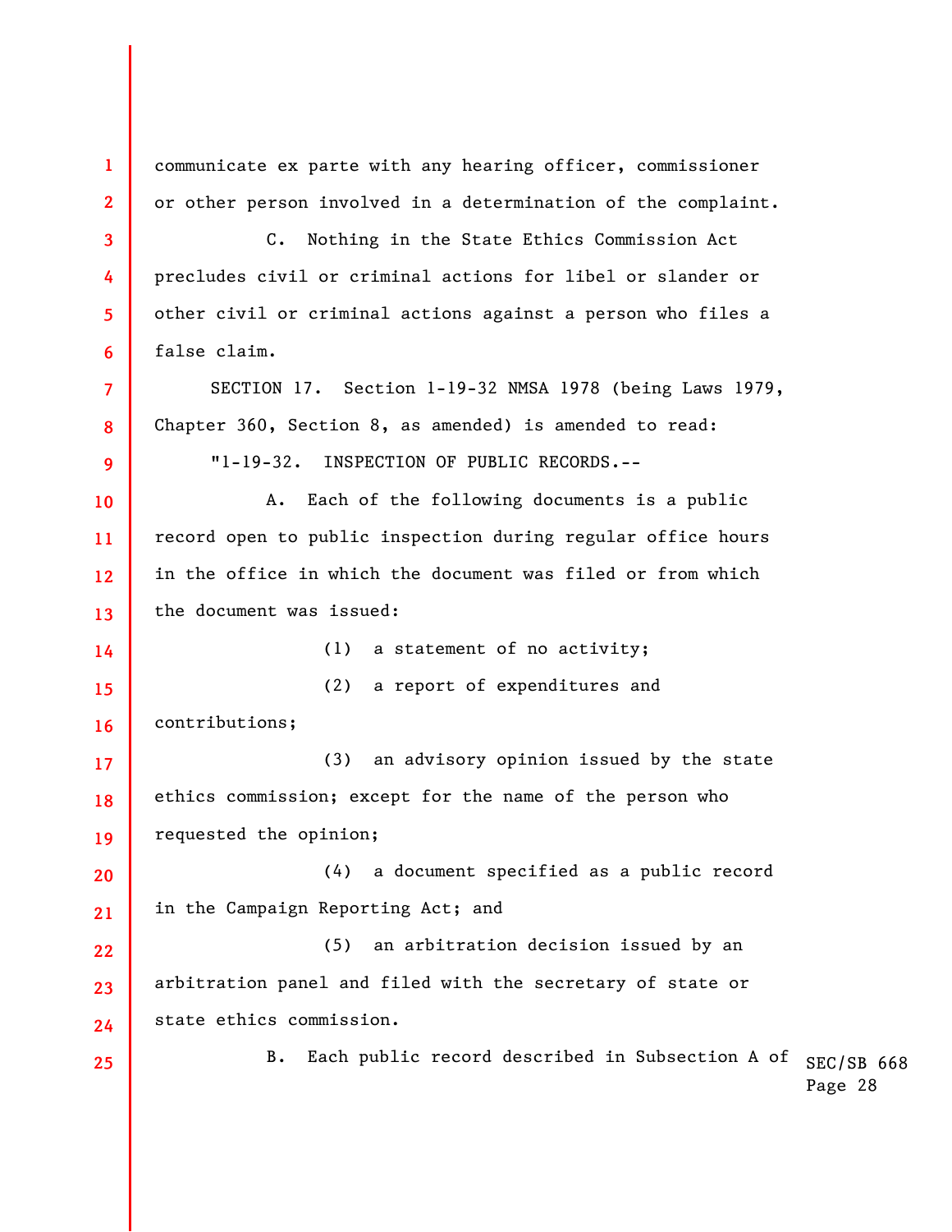communicate ex parte with any hearing officer, commissioner or other person involved in a determination of the complaint.

C. Nothing in the State Ethics Commission Act precludes civil or criminal actions for libel or slander or other civil or criminal actions against a person who files a false claim.

SECTION 17. Section 1-19-32 NMSA 1978 (being Laws 1979, Chapter 360, Section 8, as amended) is amended to read:

"1-19-32. INSPECTION OF PUBLIC RECORDS.--

A. Each of the following documents is a public record open to public inspection during regular office hours in the office in which the document was filed or from which the document was issued:

(1) a statement of no activity;

(2) a report of expenditures and contributions;

(3) an advisory opinion issued by the state ethics commission; except for the name of the person who requested the opinion;

(4) a document specified as a public record in the Campaign Reporting Act; and

(5) an arbitration decision issued by an arbitration panel and filed with the secretary of state or state ethics commission.

B. Each public record described in Subsection A of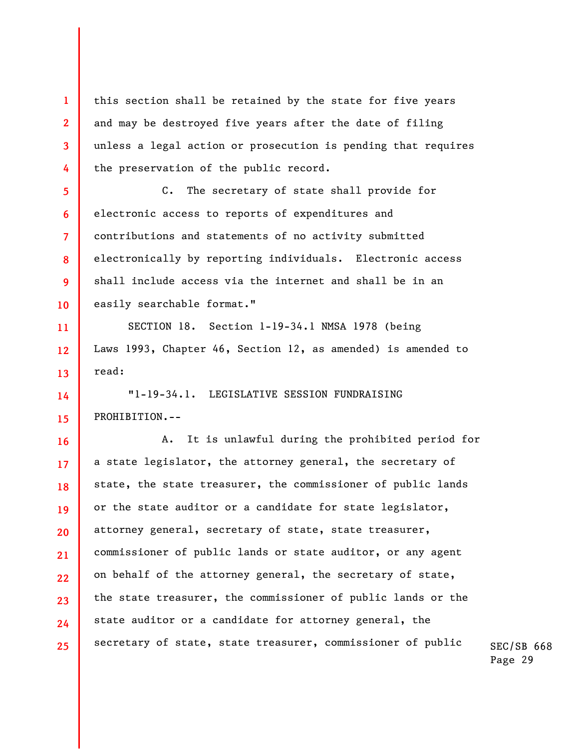this section shall be retained by the state for five years and may be destroyed five years after the date of filing unless a legal action or prosecution is pending that requires the preservation of the public record.

C. The secretary of state shall provide for electronic access to reports of expenditures and contributions and statements of no activity submitted electronically by reporting individuals. Electronic access shall include access via the internet and shall be in an easily searchable format."

SECTION 18. Section 1-19-34.1 NMSA 1978 (being Laws 1993, Chapter 46, Section 12, as amended) is amended to read:

"1-19-34.1. LEGISLATIVE SESSION FUNDRAISING PROHIBITION.--

A. It is unlawful during the prohibited period for a state legislator, the attorney general, the secretary of state, the state treasurer, the commissioner of public lands or the state auditor or a candidate for state legislator, attorney general, secretary of state, state treasurer, commissioner of public lands or state auditor, or any agent on behalf of the attorney general, the secretary of state, the state treasurer, the commissioner of public lands or the state auditor or a candidate for attorney general, the secretary of state, state treasurer, commissioner of public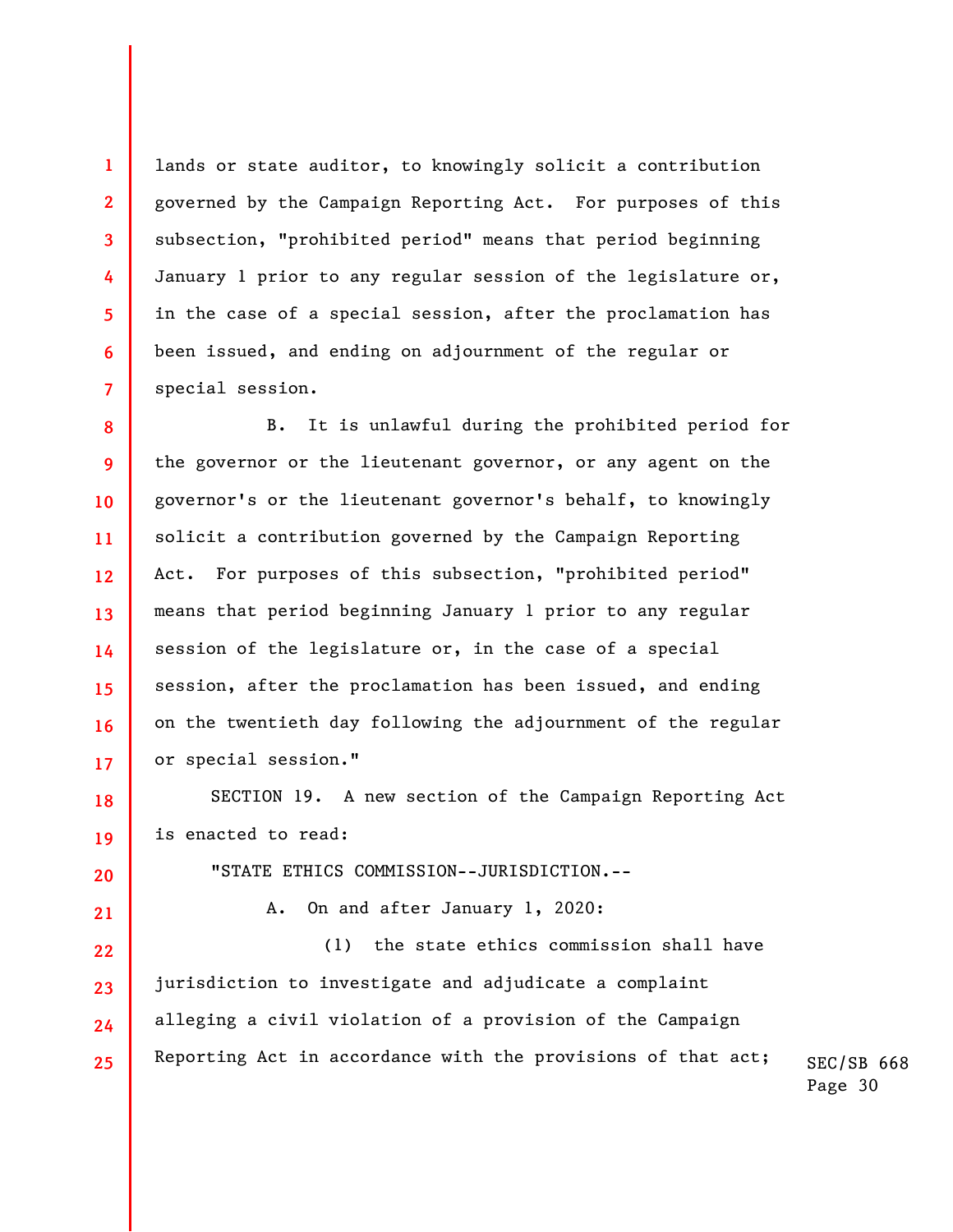lands or state auditor, to knowingly solicit a contribution governed by the Campaign Reporting Act. For purposes of this subsection, "prohibited period" means that period beginning January 1 prior to any regular session of the legislature or, in the case of a special session, after the proclamation has been issued, and ending on adjournment of the regular or special session.

B. It is unlawful during the prohibited period for the governor or the lieutenant governor, or any agent on the governor's or the lieutenant governor's behalf, to knowingly solicit a contribution governed by the Campaign Reporting Act. For purposes of this subsection, "prohibited period" means that period beginning January 1 prior to any regular session of the legislature or, in the case of a special session, after the proclamation has been issued, and ending on the twentieth day following the adjournment of the regular or special session."

SECTION 19. A new section of the Campaign Reporting Act is enacted to read:

"STATE ETHICS COMMISSION--JURISDICTION.--

A. On and after January 1, 2020:

(1) the state ethics commission shall have jurisdiction to investigate and adjudicate a complaint alleging a civil violation of a provision of the Campaign Reporting Act in accordance with the provisions of that act;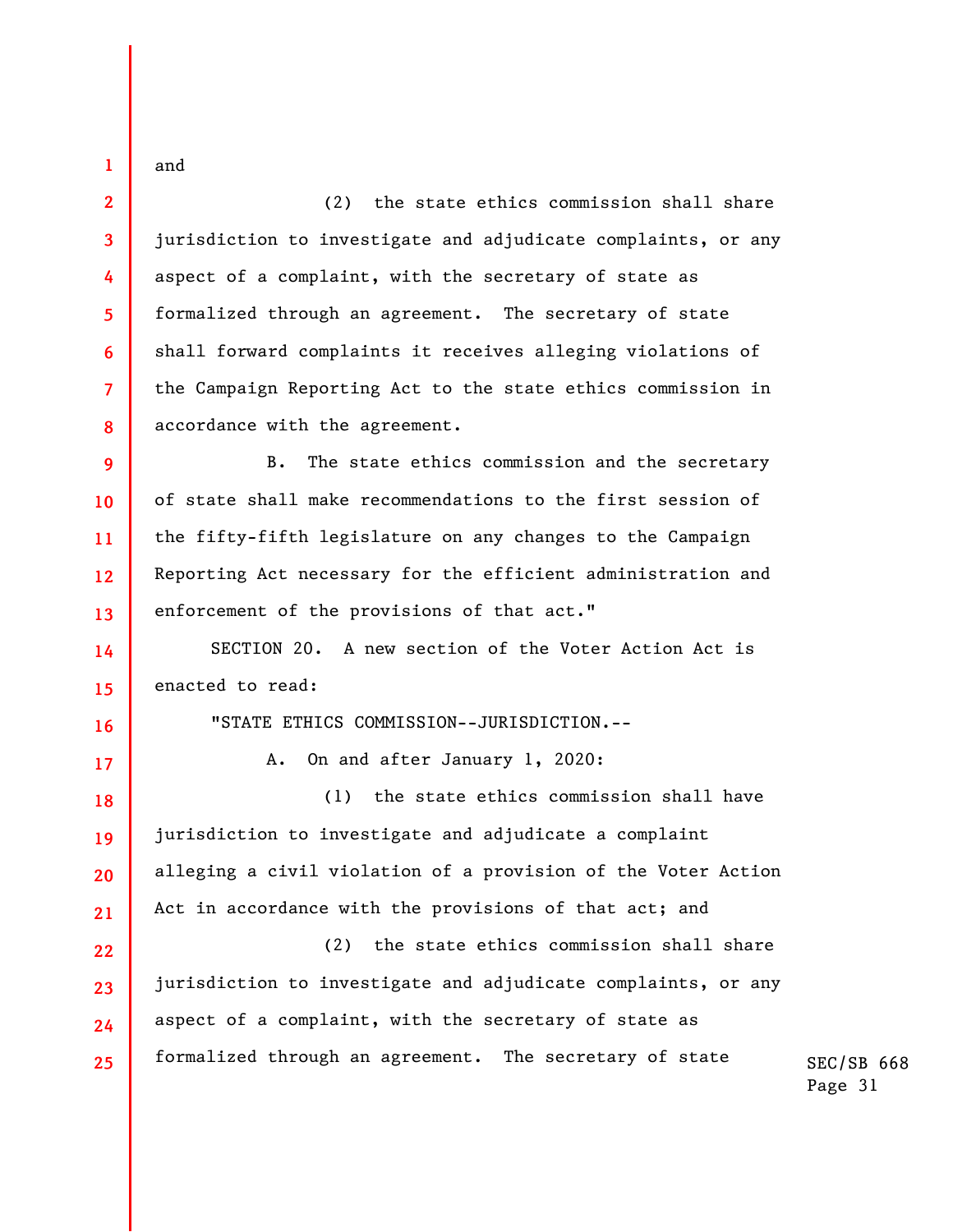and

(2) the state ethics commission shall share jurisdiction to investigate and adjudicate complaints, or any aspect of a complaint, with the secretary of state as formalized through an agreement. The secretary of state shall forward complaints it receives alleging violations of the Campaign Reporting Act to the state ethics commission in accordance with the agreement.

B. The state ethics commission and the secretary of state shall make recommendations to the first session of the fifty-fifth legislature on any changes to the Campaign Reporting Act necessary for the efficient administration and enforcement of the provisions of that act."

SECTION 20. A new section of the Voter Action Act is enacted to read:

"STATE ETHICS COMMISSION--JURISDICTION.--

A. On and after January 1, 2020:

(1) the state ethics commission shall have jurisdiction to investigate and adjudicate a complaint alleging a civil violation of a provision of the Voter Action Act in accordance with the provisions of that act; and

(2) the state ethics commission shall share jurisdiction to investigate and adjudicate complaints, or any aspect of a complaint, with the secretary of state as formalized through an agreement. The secretary of state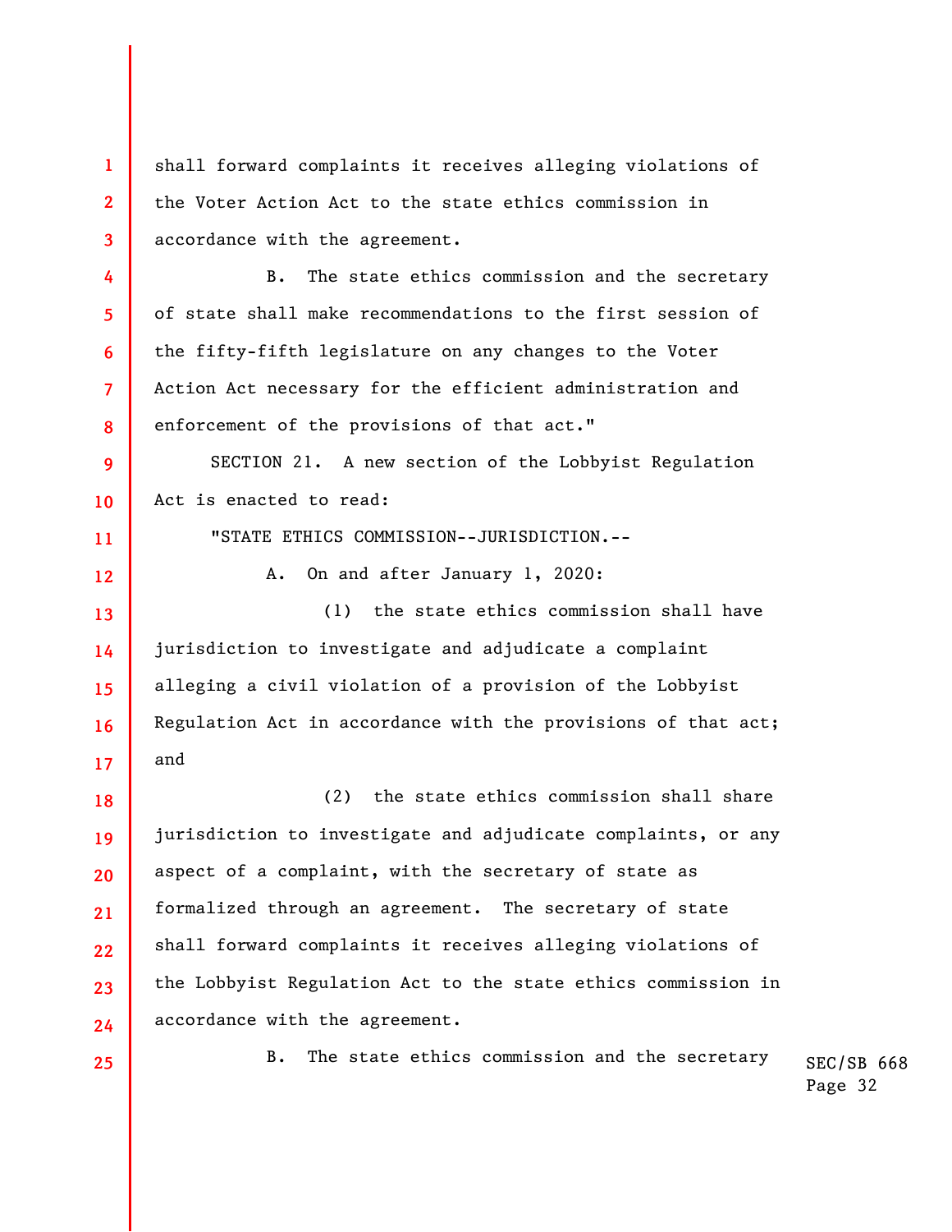shall forward complaints it receives alleging violations of the Voter Action Act to the state ethics commission in accordance with the agreement.

B. The state ethics commission and the secretary of state shall make recommendations to the first session of the fifty-fifth legislature on any changes to the Voter Action Act necessary for the efficient administration and enforcement of the provisions of that act."

SECTION 21. A new section of the Lobbyist Regulation Act is enacted to read:

"STATE ETHICS COMMISSION--JURISDICTION.--

A. On and after January 1, 2020:

(1) the state ethics commission shall have jurisdiction to investigate and adjudicate a complaint alleging a civil violation of a provision of the Lobbyist Regulation Act in accordance with the provisions of that act; and

(2) the state ethics commission shall share jurisdiction to investigate and adjudicate complaints, or any aspect of a complaint, with the secretary of state as formalized through an agreement. The secretary of state shall forward complaints it receives alleging violations of the Lobbyist Regulation Act to the state ethics commission in accordance with the agreement.

B. The state ethics commission and the secretary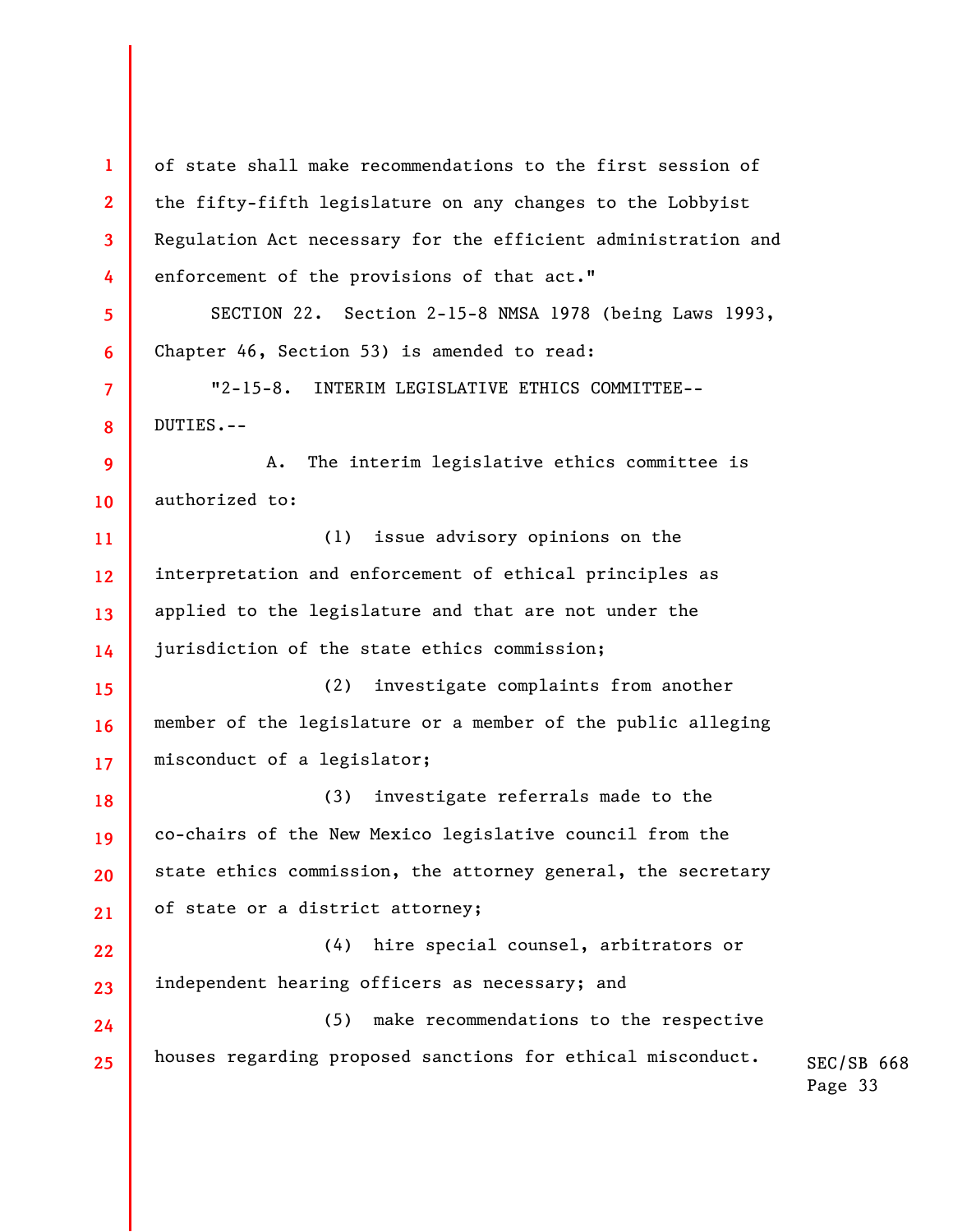of state shall make recommendations to the first session of the fifty-fifth legislature on any changes to the Lobbyist Regulation Act necessary for the efficient administration and enforcement of the provisions of that act."

SECTION 22. Section 2-15-8 NMSA 1978 (being Laws 1993, Chapter 46, Section 53) is amended to read:

"2-15-8. INTERIM LEGISLATIVE ETHICS COMMITTEE--DUTIES.--

A. The interim legislative ethics committee is authorized to:

(1) issue advisory opinions on the interpretation and enforcement of ethical principles as applied to the legislature and that are not under the jurisdiction of the state ethics commission;

(2) investigate complaints from another member of the legislature or a member of the public alleging misconduct of a legislator;

(3) investigate referrals made to the co-chairs of the New Mexico legislative council from the state ethics commission, the attorney general, the secretary of state or a district attorney;

(4) hire special counsel, arbitrators or independent hearing officers as necessary; and

(5) make recommendations to the respective houses regarding proposed sanctions for ethical misconduct.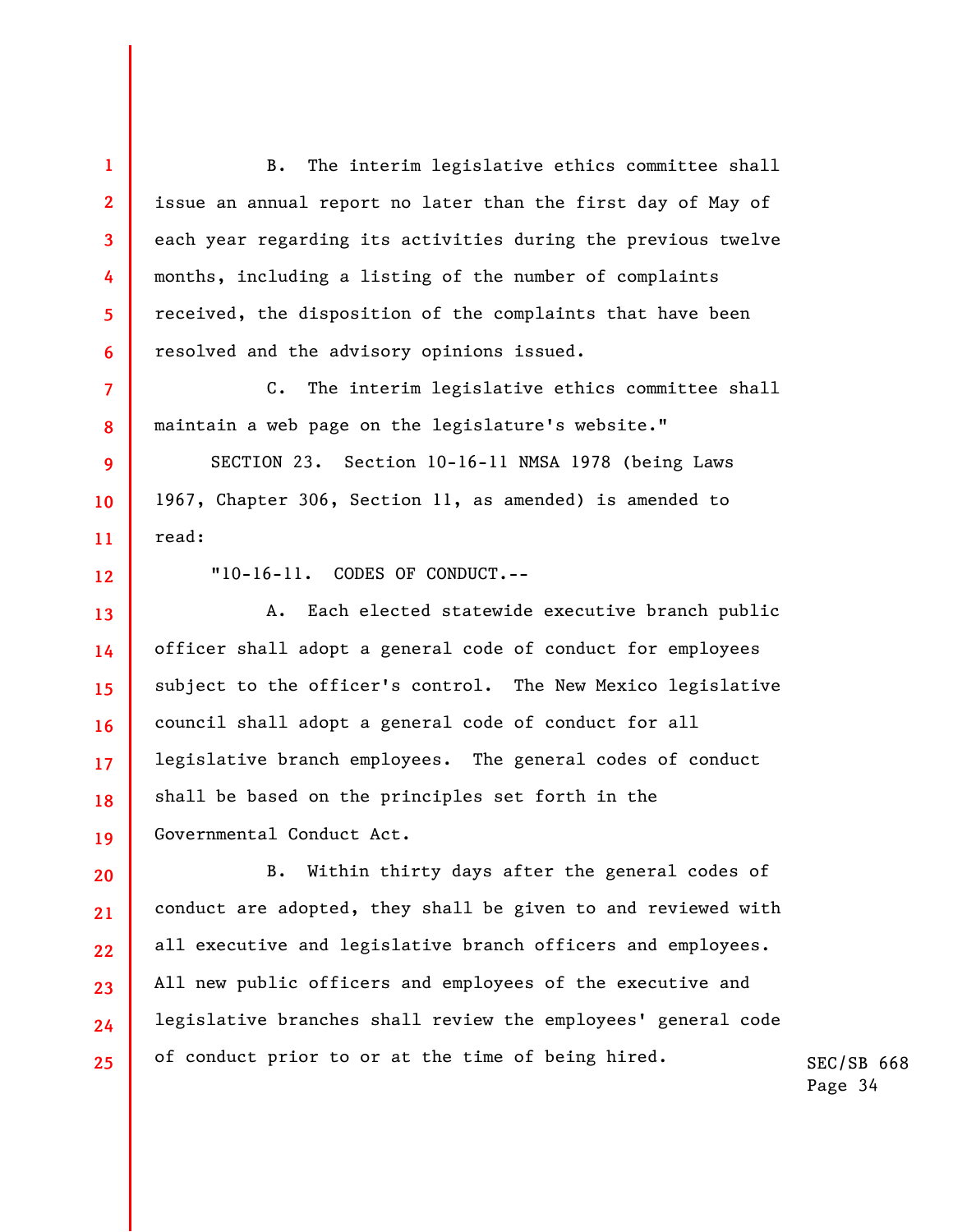B. The interim legislative ethics committee shall issue an annual report no later than the first day of May of each year regarding its activities during the previous twelve months, including a listing of the number of complaints received, the disposition of the complaints that have been resolved and the advisory opinions issued.

C. The interim legislative ethics committee shall maintain a web page on the legislature's website."

SECTION 23. Section 10-16-11 NMSA 1978 (being Laws 1967, Chapter 306, Section 11, as amended) is amended to read:

"10-16-11. CODES OF CONDUCT.--

A. Each elected statewide executive branch public officer shall adopt a general code of conduct for employees subject to the officer's control. The New Mexico legislative council shall adopt a general code of conduct for all legislative branch employees. The general codes of conduct shall be based on the principles set forth in the Governmental Conduct Act.

B. Within thirty days after the general codes of conduct are adopted, they shall be given to and reviewed with all executive and legislative branch officers and employees. All new public officers and employees of the executive and legislative branches shall review the employees' general code of conduct prior to or at the time of being hired.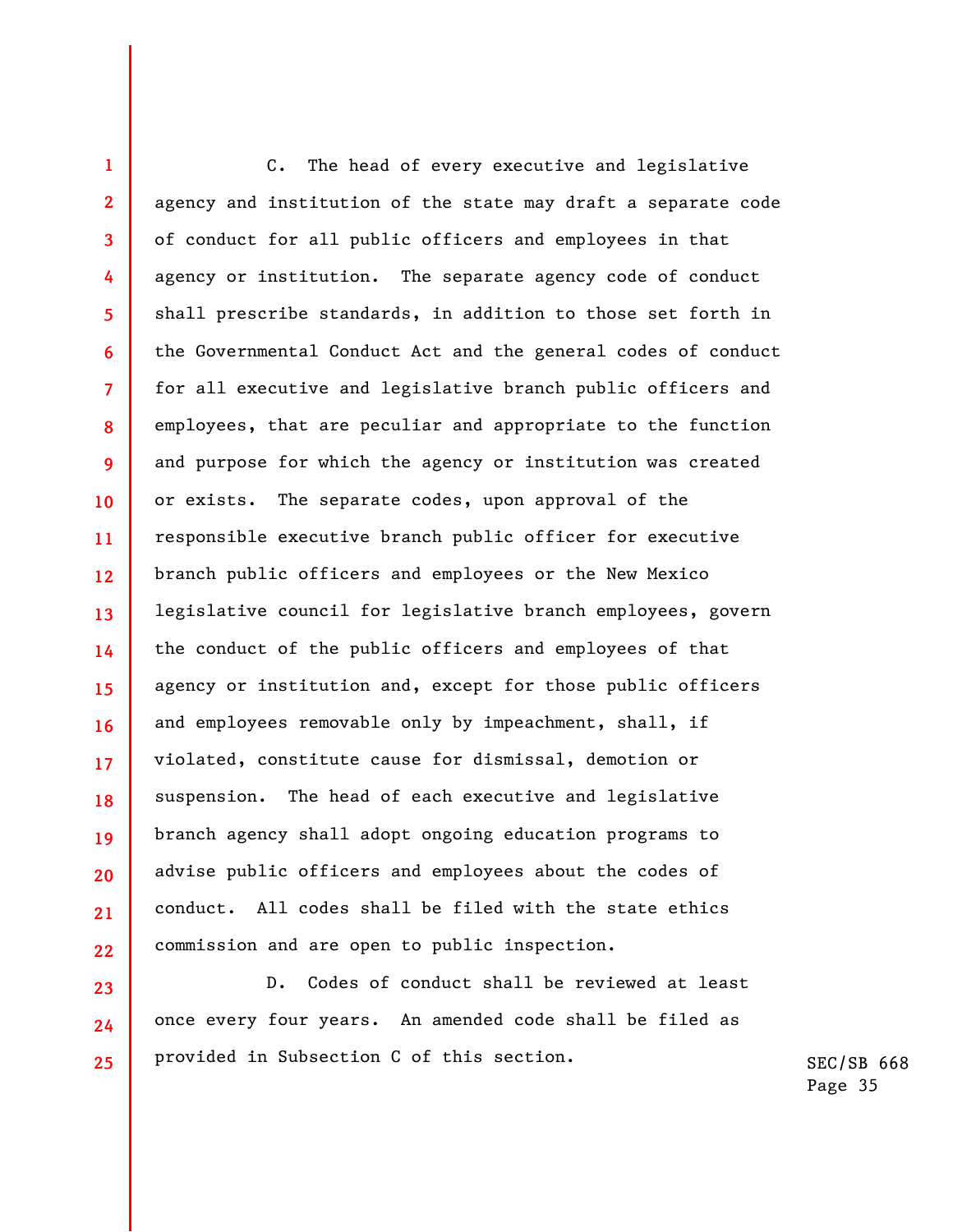C. The head of every executive and legislative agency and institution of the state may draft a separate code of conduct for all public officers and employees in that agency or institution. The separate agency code of conduct shall prescribe standards, in addition to those set forth in the Governmental Conduct Act and the general codes of conduct for all executive and legislative branch public officers and employees, that are peculiar and appropriate to the function and purpose for which the agency or institution was created or exists. The separate codes, upon approval of the responsible executive branch public officer for executive branch public officers and employees or the New Mexico legislative council for legislative branch employees, govern the conduct of the public officers and employees of that agency or institution and, except for those public officers and employees removable only by impeachment, shall, if violated, constitute cause for dismissal, demotion or suspension. The head of each executive and legislative branch agency shall adopt ongoing education programs to advise public officers and employees about the codes of conduct. All codes shall be filed with the state ethics commission and are open to public inspection.

D. Codes of conduct shall be reviewed at least once every four years. An amended code shall be filed as provided in Subsection C of this section.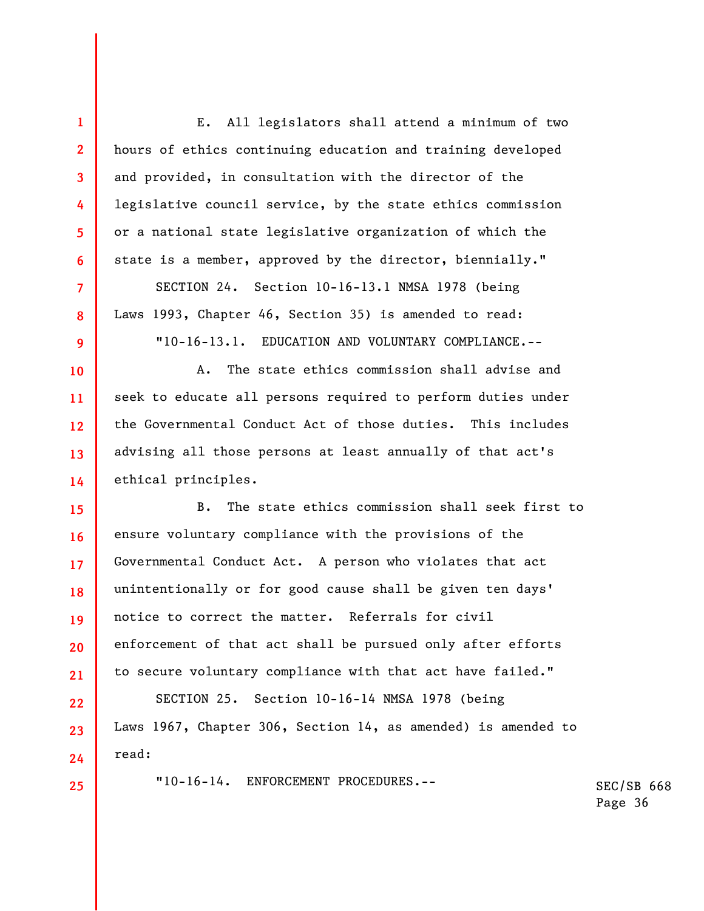E. All legislators shall attend a minimum of two hours of ethics continuing education and training developed and provided, in consultation with the director of the legislative council service, by the state ethics commission or a national state legislative organization of which the state is a member, approved by the director, biennially."

SECTION 24. Section 10-16-13.1 NMSA 1978 (being Laws 1993, Chapter 46, Section 35) is amended to read:

"10-16-13.1. EDUCATION AND VOLUNTARY COMPLIANCE.--

A. The state ethics commission shall advise and seek to educate all persons required to perform duties under the Governmental Conduct Act of those duties. This includes advising all those persons at least annually of that act's ethical principles.

B. The state ethics commission shall seek first to ensure voluntary compliance with the provisions of the Governmental Conduct Act. A person who violates that act unintentionally or for good cause shall be given ten days' notice to correct the matter. Referrals for civil enforcement of that act shall be pursued only after efforts to secure voluntary compliance with that act have failed."

SECTION 25. Section 10-16-14 NMSA 1978 (being Laws 1967, Chapter 306, Section 14, as amended) is amended to read:

"10-16-14. ENFORCEMENT PROCEDURES.--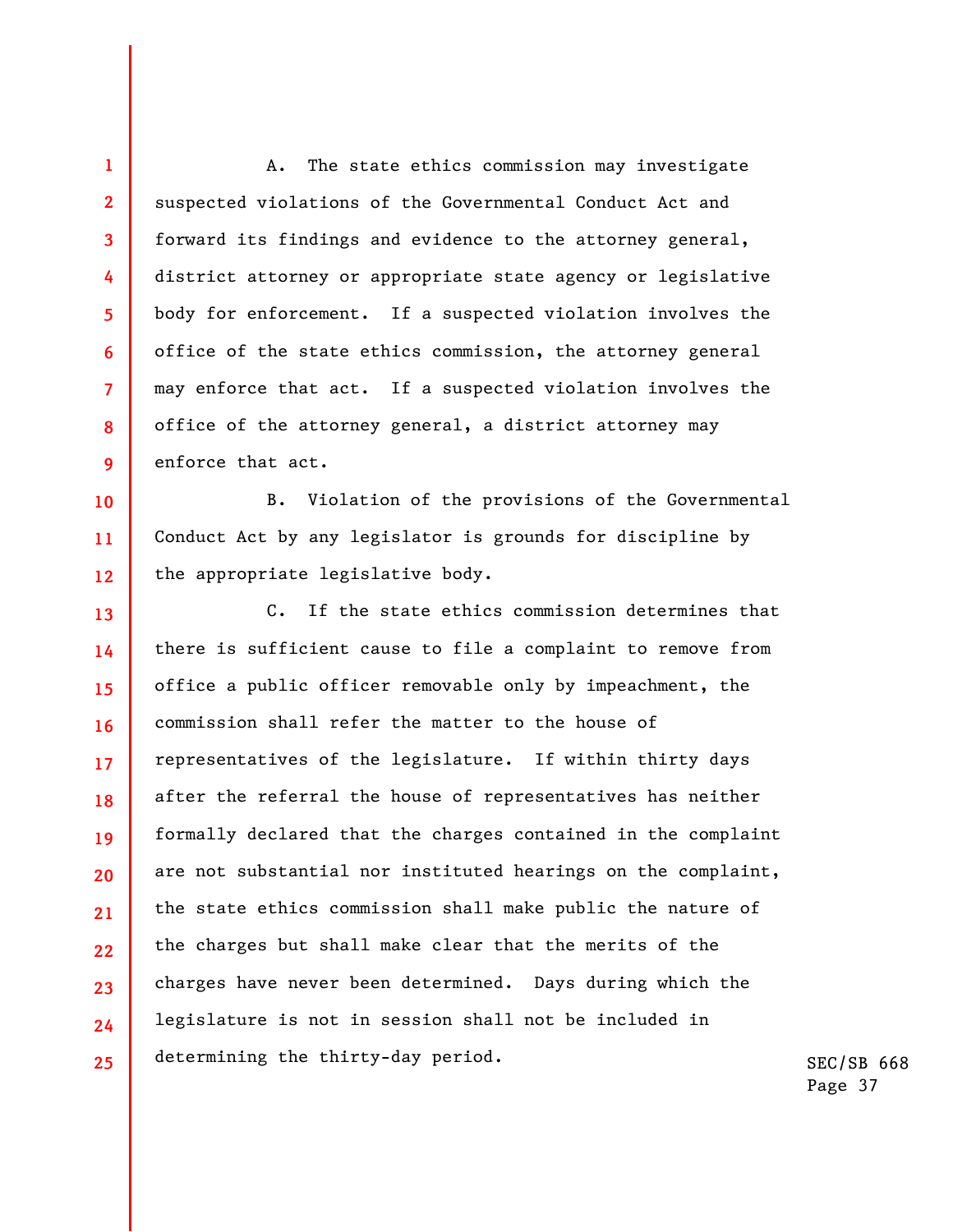A. The state ethics commission may investigate suspected violations of the Governmental Conduct Act and forward its findings and evidence to the attorney general, district attorney or appropriate state agency or legislative body for enforcement. If a suspected violation involves the office of the state ethics commission, the attorney general may enforce that act. If a suspected violation involves the office of the attorney general, a district attorney may enforce that act.

B. Violation of the provisions of the Governmental Conduct Act by any legislator is grounds for discipline by the appropriate legislative body.

C. If the state ethics commission determines that there is sufficient cause to file a complaint to remove from office a public officer removable only by impeachment, the commission shall refer the matter to the house of representatives of the legislature. If within thirty days after the referral the house of representatives has neither formally declared that the charges contained in the complaint are not substantial nor instituted hearings on the complaint, the state ethics commission shall make public the nature of the charges but shall make clear that the merits of the charges have never been determined. Days during which the legislature is not in session shall not be included in determining the thirty-day period.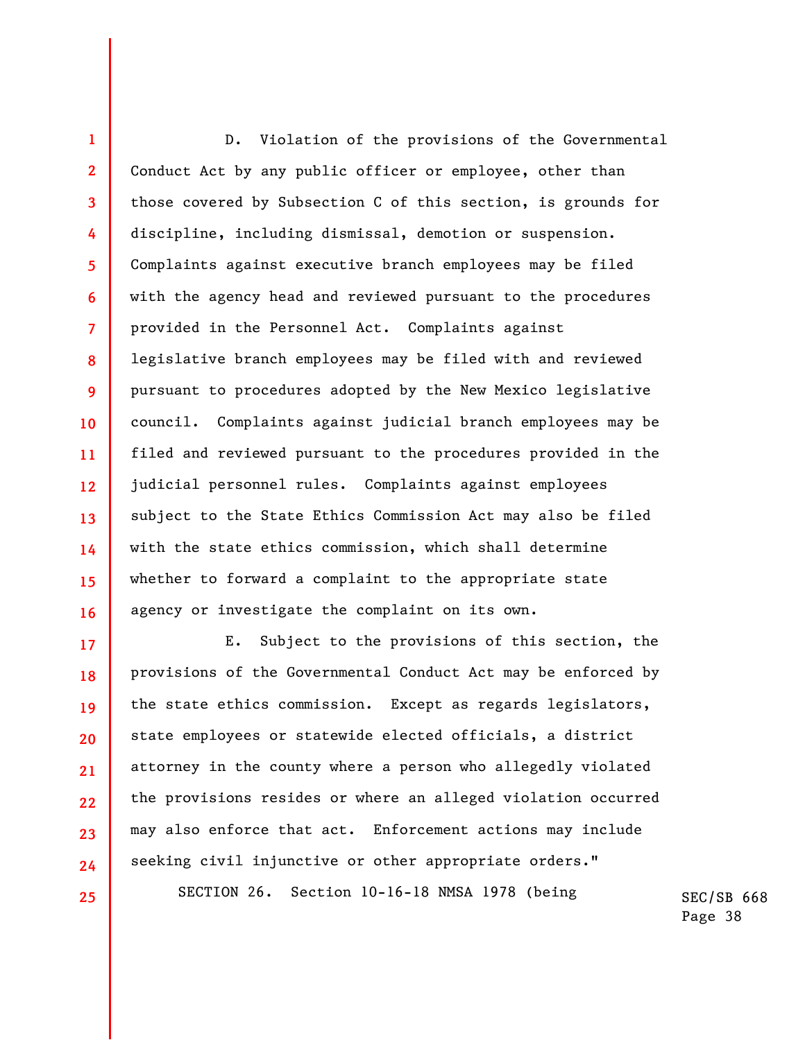D. Violation of the provisions of the Governmental Conduct Act by any public officer or employee, other than those covered by Subsection C of this section, is grounds for discipline, including dismissal, demotion or suspension. Complaints against executive branch employees may be filed with the agency head and reviewed pursuant to the procedures provided in the Personnel Act. Complaints against legislative branch employees may be filed with and reviewed pursuant to procedures adopted by the New Mexico legislative council. Complaints against judicial branch employees may be filed and reviewed pursuant to the procedures provided in the judicial personnel rules. Complaints against employees subject to the State Ethics Commission Act may also be filed with the state ethics commission, which shall determine whether to forward a complaint to the appropriate state agency or investigate the complaint on its own.

E. Subject to the provisions of this section, the provisions of the Governmental Conduct Act may be enforced by the state ethics commission. Except as regards legislators, state employees or statewide elected officials, a district attorney in the county where a person who allegedly violated the provisions resides or where an alleged violation occurred may also enforce that act. Enforcement actions may include seeking civil injunctive or other appropriate orders."

SECTION 26. Section 10-16-18 NMSA 1978 (being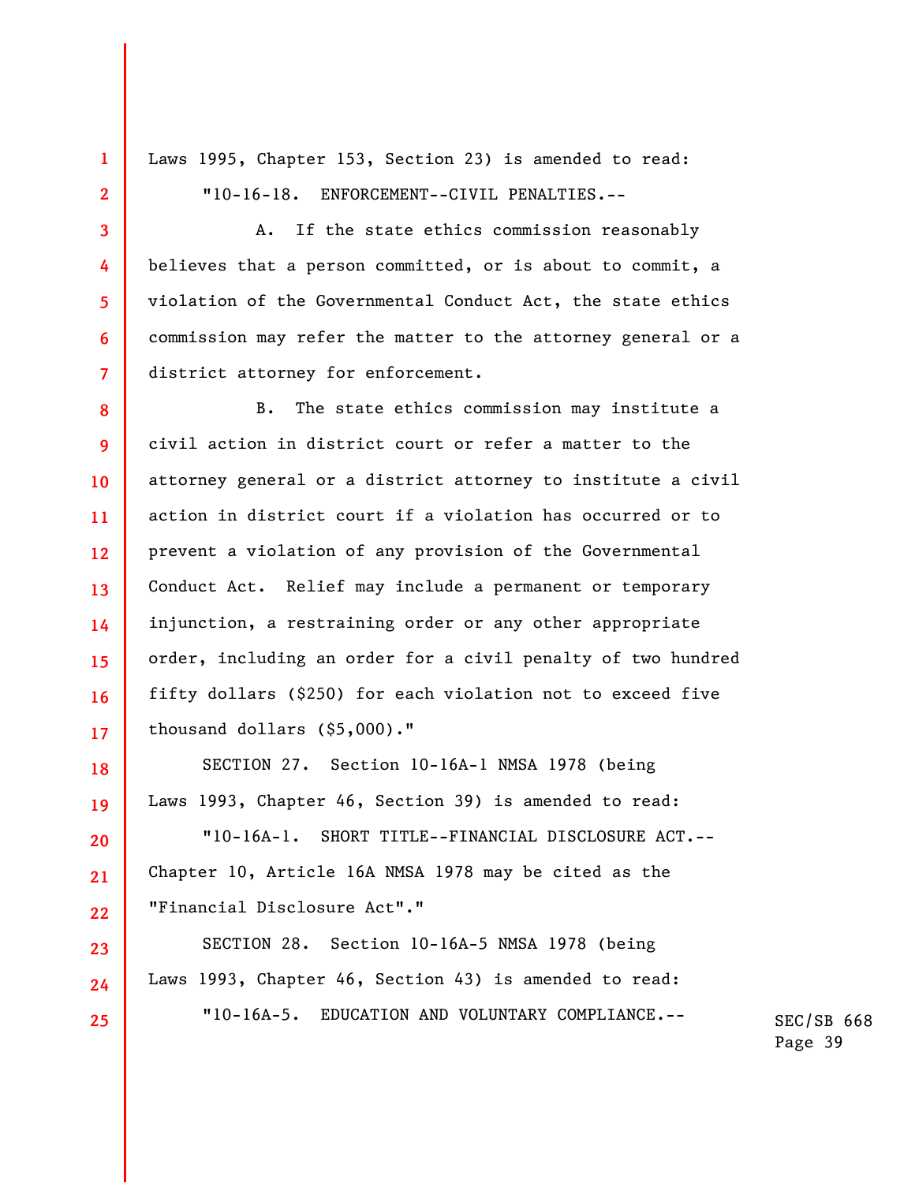Laws 1995, Chapter 153, Section 23) is amended to read:

"10-16-18. ENFORCEMENT--CIVIL PENALTIES.--

A. If the state ethics commission reasonably believes that a person committed, or is about to commit, a violation of the Governmental Conduct Act, the state ethics commission may refer the matter to the attorney general or a district attorney for enforcement.

B. The state ethics commission may institute a civil action in district court or refer a matter to the attorney general or a district attorney to institute a civil action in district court if a violation has occurred or to prevent a violation of any provision of the Governmental Conduct Act. Relief may include a permanent or temporary injunction, a restraining order or any other appropriate order, including an order for a civil penalty of two hundred fifty dollars ($250) for each violation not to exceed five thousand dollars ($5,000)."

SECTION 27. Section 10-16A-1 NMSA 1978 (being Laws 1993, Chapter 46, Section 39) is amended to read:

"10-16A-1. SHORT TITLE--FINANCIAL DISCLOSURE ACT.--Chapter 10, Article 16A NMSA 1978 may be cited as the "Financial Disclosure Act"."

SECTION 28. Section 10-16A-5 NMSA 1978 (being Laws 1993, Chapter 46, Section 43) is amended to read:

"10-16A-5. EDUCATION AND VOLUNTARY COMPLIANCE.--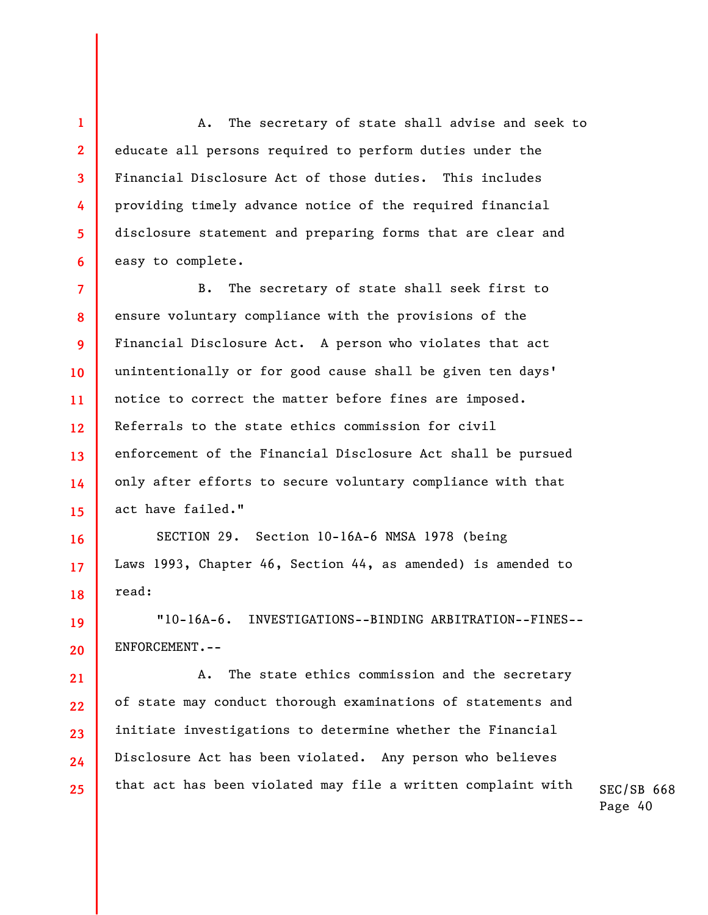A. The secretary of state shall advise and seek to educate all persons required to perform duties under the Financial Disclosure Act of those duties. This includes providing timely advance notice of the required financial disclosure statement and preparing forms that are clear and easy to complete.

B. The secretary of state shall seek first to ensure voluntary compliance with the provisions of the Financial Disclosure Act. A person who violates that act unintentionally or for good cause shall be given ten days' notice to correct the matter before fines are imposed. Referrals to the state ethics commission for civil enforcement of the Financial Disclosure Act shall be pursued only after efforts to secure voluntary compliance with that act have failed."

SECTION 29. Section 10-16A-6 NMSA 1978 (being Laws 1993, Chapter 46, Section 44, as amended) is amended to read:

"10-16A-6. INVESTIGATIONS--BINDING ARBITRATION--FINES--ENFORCEMENT.--

A. The state ethics commission and the secretary of state may conduct thorough examinations of statements and initiate investigations to determine whether the Financial Disclosure Act has been violated. Any person who believes that act has been violated may file a written complaint with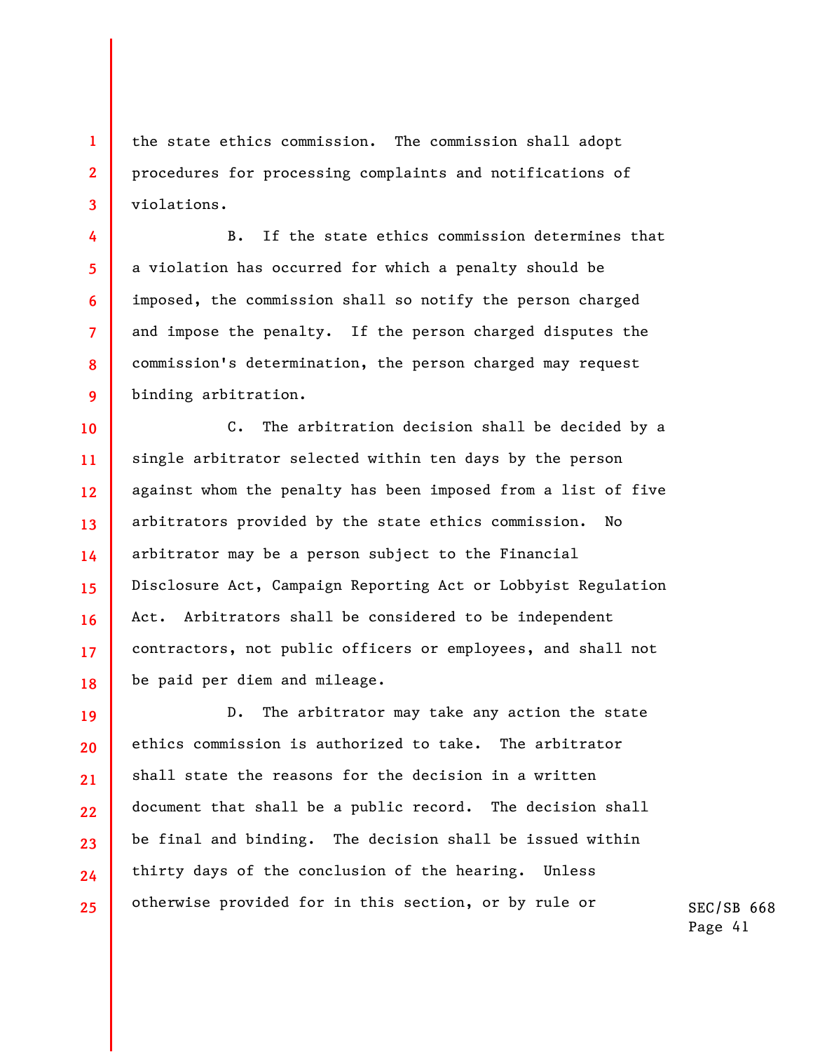the state ethics commission. The commission shall adopt procedures for processing complaints and notifications of violations.

B. If the state ethics commission determines that a violation has occurred for which a penalty should be imposed, the commission shall so notify the person charged and impose the penalty. If the person charged disputes the commission's determination, the person charged may request binding arbitration.

C. The arbitration decision shall be decided by a single arbitrator selected within ten days by the person against whom the penalty has been imposed from a list of five arbitrators provided by the state ethics commission. No arbitrator may be a person subject to the Financial Disclosure Act, Campaign Reporting Act or Lobbyist Regulation Act. Arbitrators shall be considered to be independent contractors, not public officers or employees, and shall not be paid per diem and mileage.

D. The arbitrator may take any action the state ethics commission is authorized to take. The arbitrator shall state the reasons for the decision in a written document that shall be a public record. The decision shall be final and binding. The decision shall be issued within thirty days of the conclusion of the hearing. Unless otherwise provided for in this section, or by rule or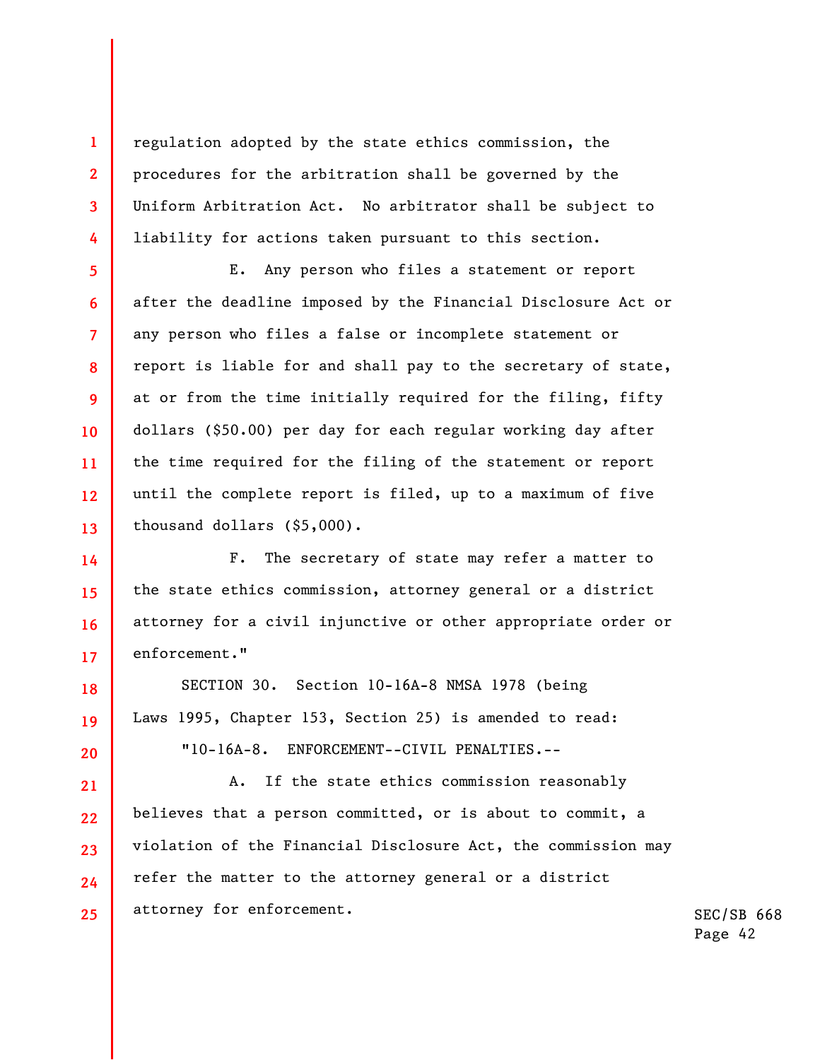regulation adopted by the state ethics commission, the procedures for the arbitration shall be governed by the Uniform Arbitration Act. No arbitrator shall be subject to liability for actions taken pursuant to this section.

E. Any person who files a statement or report after the deadline imposed by the Financial Disclosure Act or any person who files a false or incomplete statement or report is liable for and shall pay to the secretary of state, at or from the time initially required for the filing, fifty dollars ($50.00) per day for each regular working day after the time required for the filing of the statement or report until the complete report is filed, up to a maximum of five thousand dollars ($5,000).

F. The secretary of state may refer a matter to the state ethics commission, attorney general or a district attorney for a civil injunctive or other appropriate order or enforcement."

SECTION 30. Section 10-16A-8 NMSA 1978 (being Laws 1995, Chapter 153, Section 25) is amended to read:

"10-16A-8. ENFORCEMENT--CIVIL PENALTIES.--

A. If the state ethics commission reasonably believes that a person committed, or is about to commit, a violation of the Financial Disclosure Act, the commission may refer the matter to the attorney general or a district attorney for enforcement.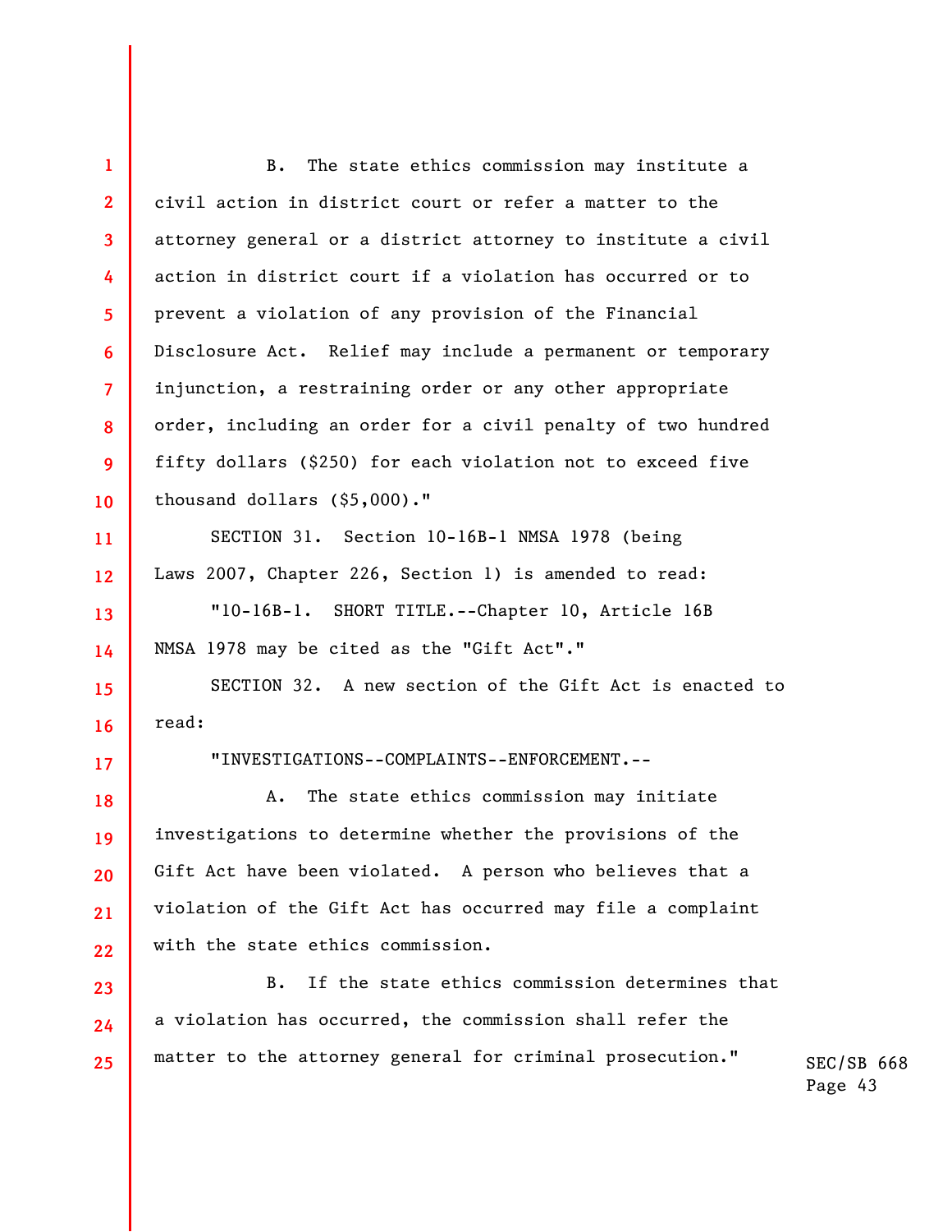B. The state ethics commission may institute a civil action in district court or refer a matter to the attorney general or a district attorney to institute a civil action in district court if a violation has occurred or to prevent a violation of any provision of the Financial Disclosure Act. Relief may include a permanent or temporary injunction, a restraining order or any other appropriate order, including an order for a civil penalty of two hundred fifty dollars ($250) for each violation not to exceed five thousand dollars ($5,000)."

SECTION 31. Section 10-16B-1 NMSA 1978 (being Laws 2007, Chapter 226, Section 1) is amended to read:

"10-16B-1. SHORT TITLE.--Chapter 10, Article 16B NMSA 1978 may be cited as the "Gift Act"."

SECTION 32. A new section of the Gift Act is enacted to read:

"INVESTIGATIONS--COMPLAINTS--ENFORCEMENT.--

A. The state ethics commission may initiate investigations to determine whether the provisions of the Gift Act have been violated. A person who believes that a violation of the Gift Act has occurred may file a complaint with the state ethics commission.

B. If the state ethics commission determines that a violation has occurred, the commission shall refer the matter to the attorney general for criminal prosecution."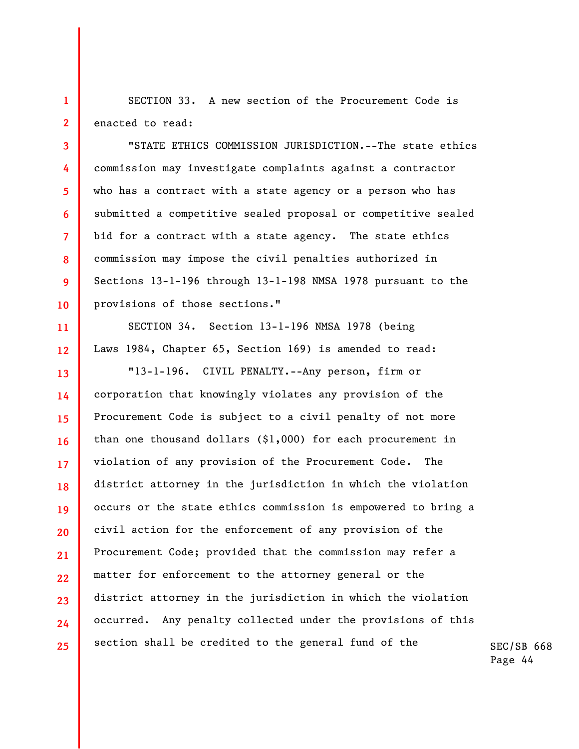SECTION 33. A new section of the Procurement Code is enacted to read:

"STATE ETHICS COMMISSION JURISDICTION.--The state ethics commission may investigate complaints against a contractor who has a contract with a state agency or a person who has submitted a competitive sealed proposal or competitive sealed bid for a contract with a state agency. The state ethics commission may impose the civil penalties authorized in Sections 13-1-196 through 13-1-198 NMSA 1978 pursuant to the provisions of those sections."

SECTION 34. Section 13-1-196 NMSA 1978 (being Laws 1984, Chapter 65, Section 169) is amended to read:

"13-1-196. CIVIL PENALTY.--Any person, firm or corporation that knowingly violates any provision of the Procurement Code is subject to a civil penalty of not more than one thousand dollars ($1,000) for each procurement in violation of any provision of the Procurement Code. The district attorney in the jurisdiction in which the violation occurs or the state ethics commission is empowered to bring a civil action for the enforcement of any provision of the Procurement Code; provided that the commission may refer a matter for enforcement to the attorney general or the district attorney in the jurisdiction in which the violation occurred. Any penalty collected under the provisions of this section shall be credited to the general fund of the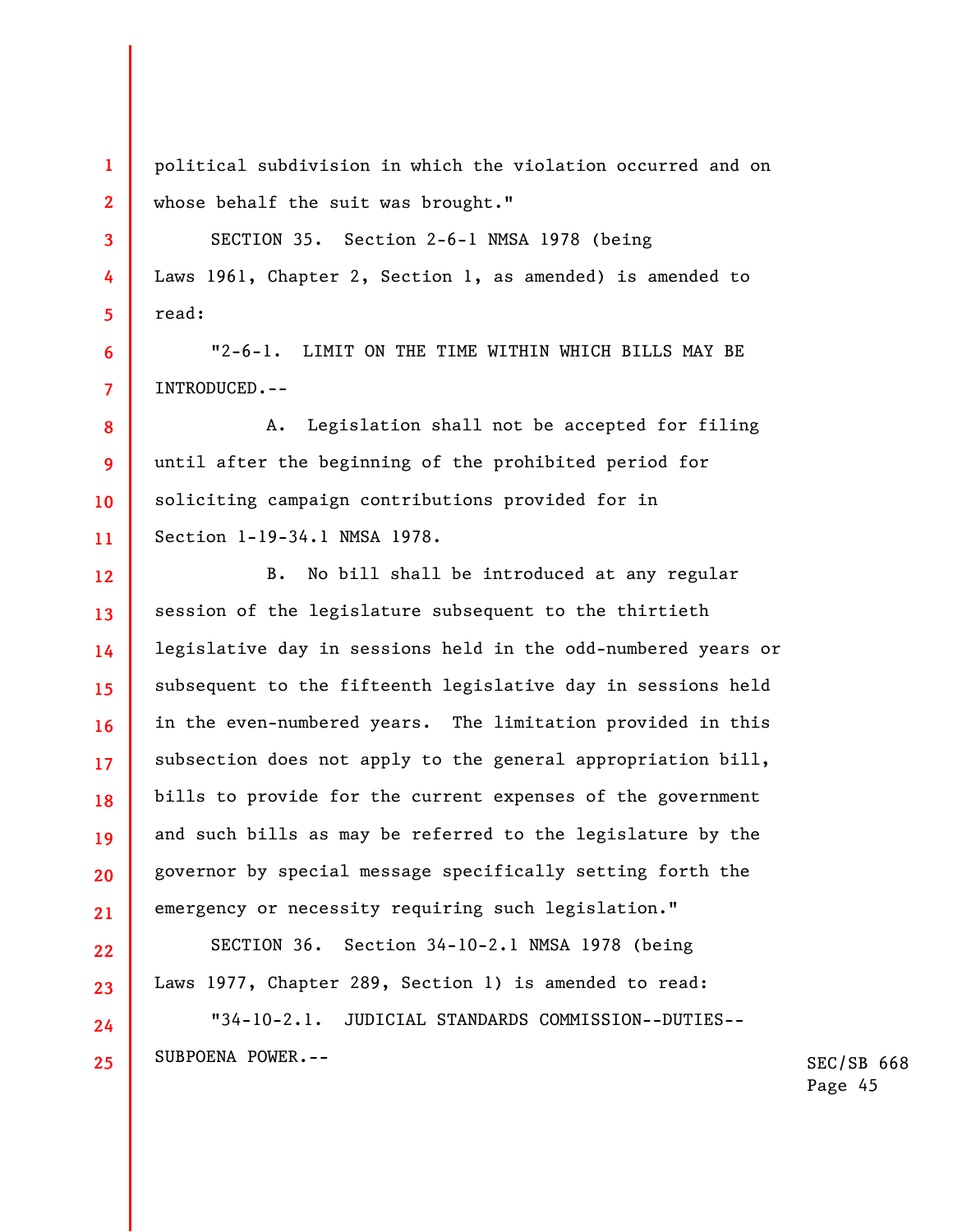political subdivision in which the violation occurred and on whose behalf the suit was brought."

SECTION 35. Section 2-6-1 NMSA 1978 (being Laws 1961, Chapter 2, Section 1, as amended) is amended to read:

"2-6-1. LIMIT ON THE TIME WITHIN WHICH BILLS MAY BE INTRODUCED.--

A. Legislation shall not be accepted for filing until after the beginning of the prohibited period for soliciting campaign contributions provided for in Section 1-19-34.1 NMSA 1978.

B. No bill shall be introduced at any regular session of the legislature subsequent to the thirtieth legislative day in sessions held in the odd-numbered years or subsequent to the fifteenth legislative day in sessions held in the even-numbered years. The limitation provided in this subsection does not apply to the general appropriation bill, bills to provide for the current expenses of the government and such bills as may be referred to the legislature by the governor by special message specifically setting forth the emergency or necessity requiring such legislation."

SECTION 36. Section 34-10-2.1 NMSA 1978 (being Laws 1977, Chapter 289, Section 1) is amended to read:

"34-10-2.1. JUDICIAL STANDARDS COMMISSION--DUTIES--SUBPOENA POWER.--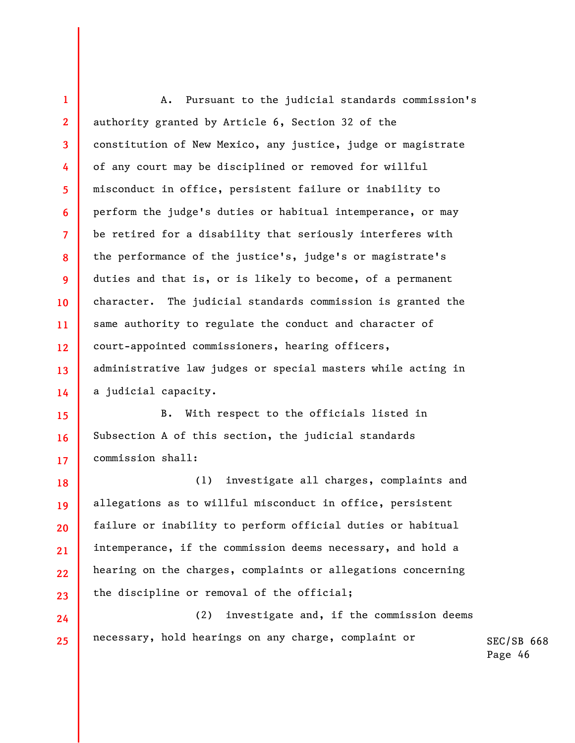A. Pursuant to the judicial standards commission's authority granted by Article 6, Section 32 of the constitution of New Mexico, any justice, judge or magistrate of any court may be disciplined or removed for willful misconduct in office, persistent failure or inability to perform the judge's duties or habitual intemperance, or may be retired for a disability that seriously interferes with the performance of the justice's, judge's or magistrate's duties and that is, or is likely to become, of a permanent character. The judicial standards commission is granted the same authority to regulate the conduct and character of court-appointed commissioners, hearing officers, administrative law judges or special masters while acting in a judicial capacity.

B. With respect to the officials listed in Subsection A of this section, the judicial standards commission shall:

(1) investigate all charges, complaints and allegations as to willful misconduct in office, persistent failure or inability to perform official duties or habitual intemperance, if the commission deems necessary, and hold a hearing on the charges, complaints or allegations concerning the discipline or removal of the official;

(2) investigate and, if the commission deems necessary, hold hearings on any charge, complaint or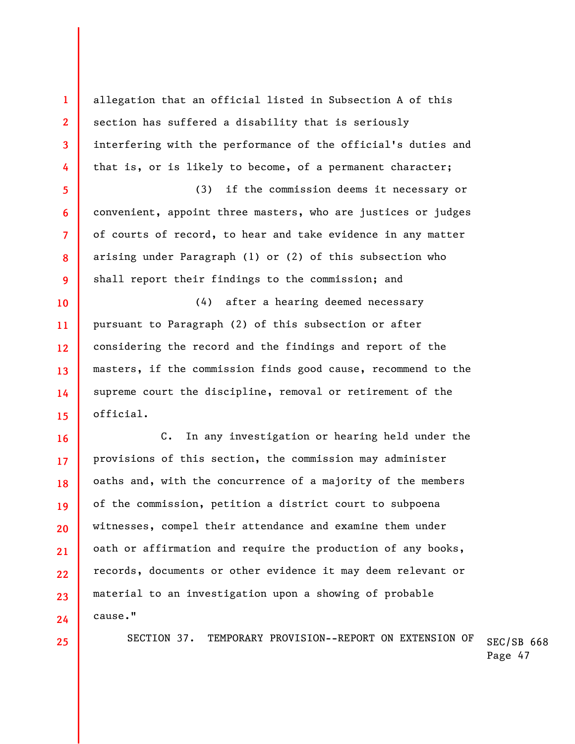allegation that an official listed in Subsection A of this section has suffered a disability that is seriously interfering with the performance of the official's duties and that is, or is likely to become, of a permanent character;

(3) if the commission deems it necessary or convenient, appoint three masters, who are justices or judges of courts of record, to hear and take evidence in any matter arising under Paragraph (1) or (2) of this subsection who shall report their findings to the commission; and

(4) after a hearing deemed necessary pursuant to Paragraph (2) of this subsection or after considering the record and the findings and report of the masters, if the commission finds good cause, recommend to the supreme court the discipline, removal or retirement of the official.

C. In any investigation or hearing held under the provisions of this section, the commission may administer oaths and, with the concurrence of a majority of the members of the commission, petition a district court to subpoena witnesses, compel their attendance and examine them under oath or affirmation and require the production of any books, records, documents or other evidence it may deem relevant or material to an investigation upon a showing of probable cause."

SECTION 37. TEMPORARY PROVISION--REPORT ON EXTENSION OF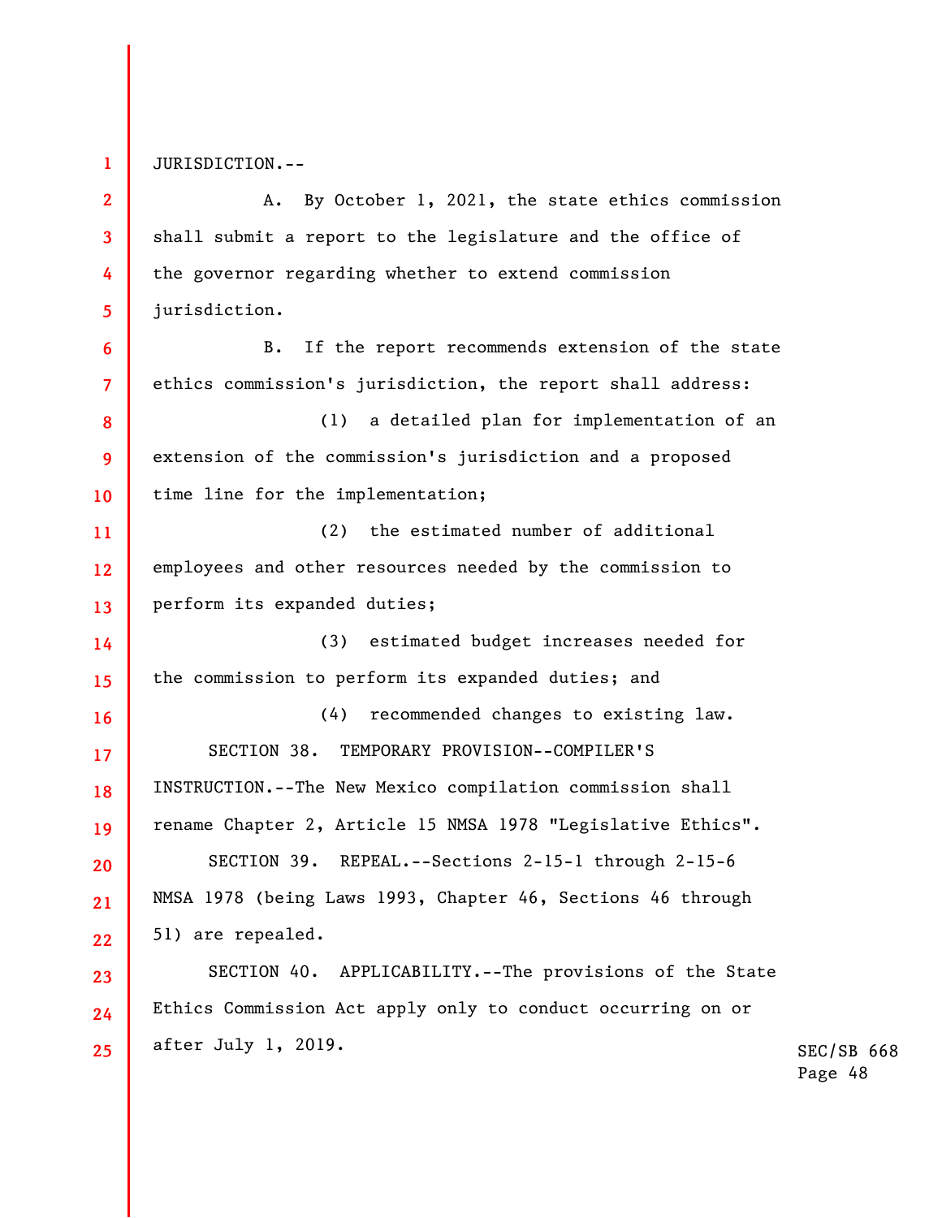JURISDICTION.--

A. By October 1, 2021, the state ethics commission shall submit a report to the legislature and the office of the governor regarding whether to extend commission jurisdiction.

B. If the report recommends extension of the state ethics commission's jurisdiction, the report shall address:

(1) a detailed plan for implementation of an extension of the commission's jurisdiction and a proposed time line for the implementation;

(2) the estimated number of additional employees and other resources needed by the commission to perform its expanded duties;

(3) estimated budget increases needed for the commission to perform its expanded duties; and

(4) recommended changes to existing law.

SECTION 38. TEMPORARY PROVISION--COMPILER'S INSTRUCTION.--The New Mexico compilation commission shall rename Chapter 2, Article 15 NMSA 1978 "Legislative Ethics".

SECTION 39. REPEAL.--Sections 2-15-1 through 2-15-6 NMSA 1978 (being Laws 1993, Chapter 46, Sections 46 through 51) are repealed.

SECTION 40. APPLICABILITY.--The provisions of the State Ethics Commission Act apply only to conduct occurring on or after July 1, 2019.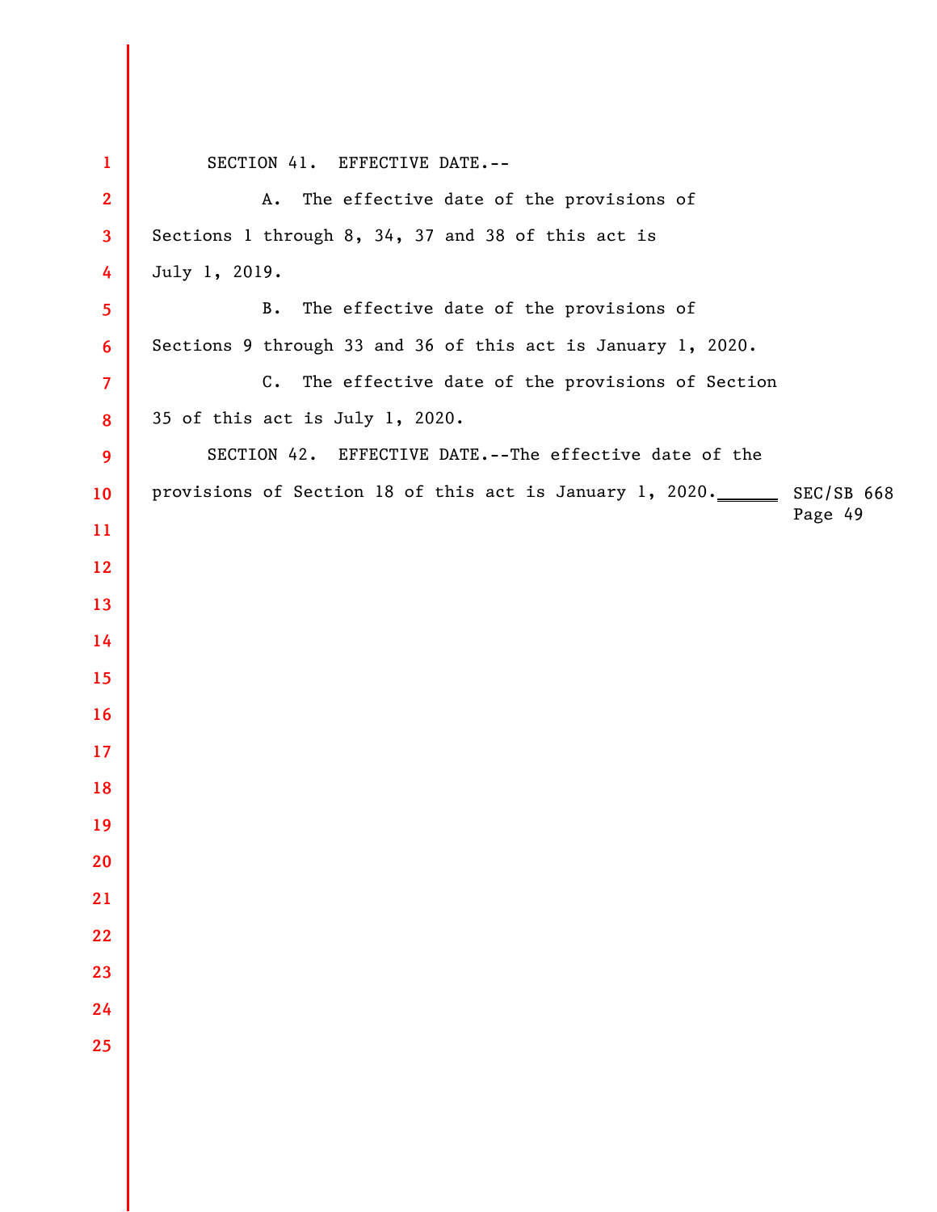SECTION 41. EFFECTIVE DATE.--

A. The effective date of the provisions of Sections 1 through 8, 34, 37 and 38 of this act is July 1, 2019.

B. The effective date of the provisions of Sections 9 through 33 and 36 of this act is January 1, 2020.

C. The effective date of the provisions of Section 35 of this act is July 1, 2020.

SECTION 42. EFFECTIVE DATE.--The effective date of the provisions of Section 18 of this act is January 1, 2020.